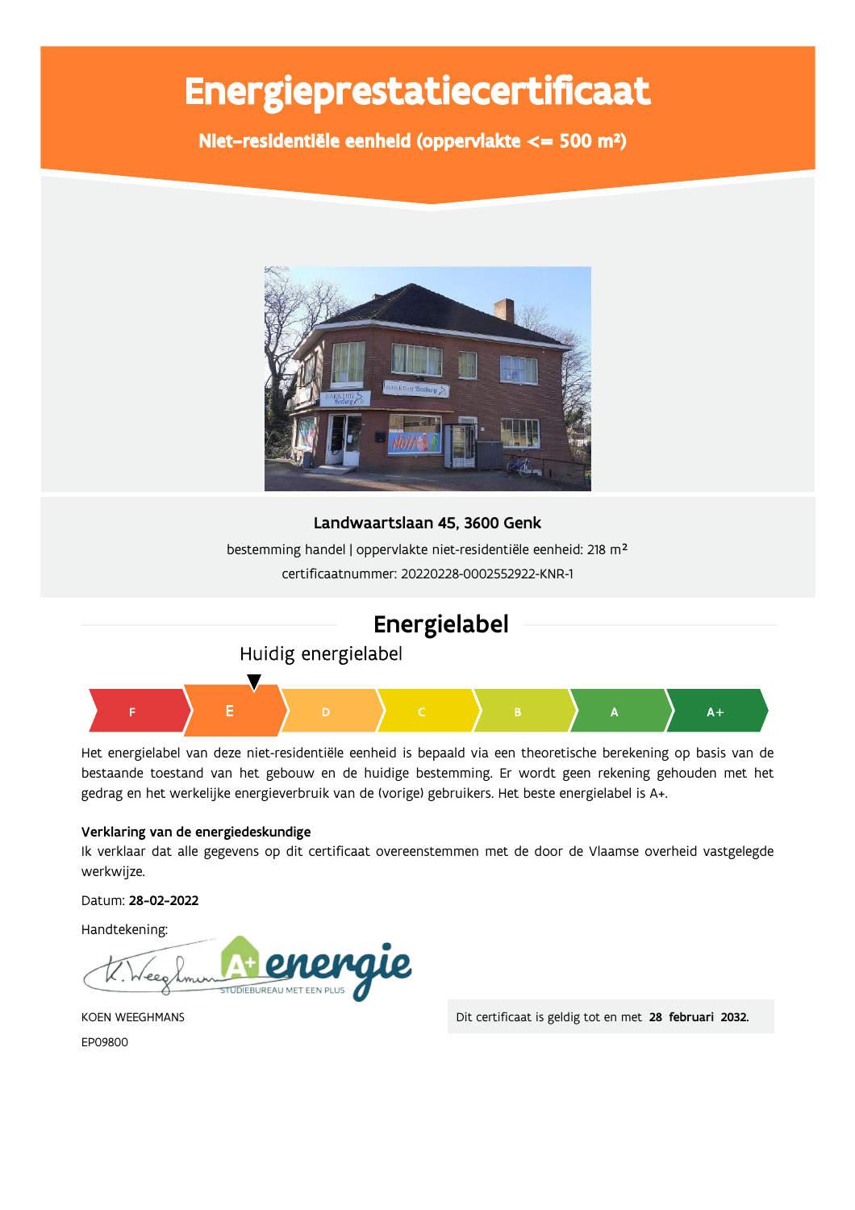# Energieprestatiecertificaat

**Niet-residentiële eenheid (oppervlakte <= 500 m²)**

**Landwaartslaan 45, 3600 Genk**

bestemming handel | oppervlakte niet-residentiële eenheid: 218 m²

certificaatnummer: 20220228-0002552922-KNR-1

## Energielabel

Huidig energielabel

F | **E** | D | C | B | A | A+

Het energielabel van deze niet-residentiële eenheid is bepaald via een theoretische berekening op basis van de bestaande toestand van het gebouw en de huidige bestemming. Er wordt geen rekening gehouden met het gedrag en het werkelijke energieverbruik van de (vorige) gebruikers. Het beste energielabel is A+.

**Verklaring van de energiedeskundige**

Ik verklaar dat alle gegevens op dit certificaat overeenstemmen met de door de Vlaamse overheid vastgelegde werkwijze.

Datum: **28-02-2022**

Handtekening:

KOEN WEEGHMANS

EP09800

Dit certificaat is geldig tot en met **28 februari 2032.**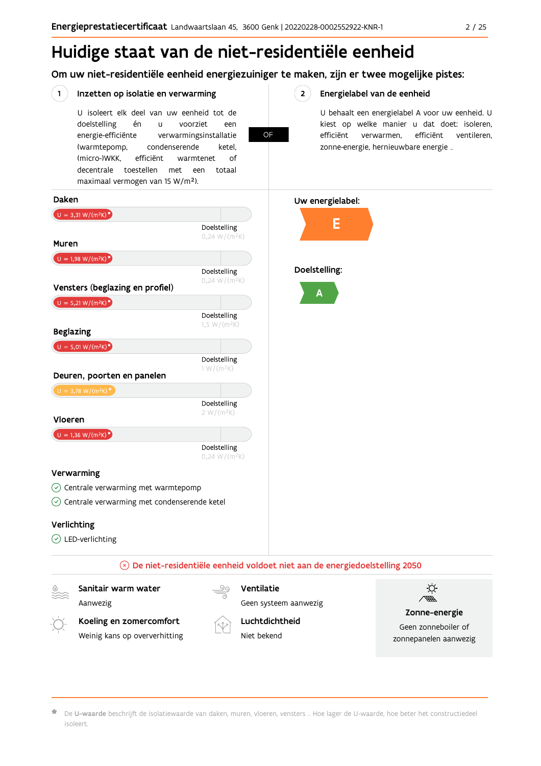# Huidige staat van de niet-residentiële eenheid

## Om uw niet-residentiële eenheid energiezuiniger te maken, zijn er twee mogelijke pistes:

### 1 Inzetten op isolatie en verwarming

U isoleert elk deel van uw eenheid tot de doelstelling én u voorziet een energie-efficiënte verwarmingsinstallatie (warmtepomp, condenserende ketel, (micro-)WKK, efficiënt warmtenet of decentrale toestellen met een totaal maximaal vermogen van 15 W/m²).

**OF**

### 2 Energielabel van de eenheid

U behaalt een energielabel A voor uw eenheid. U kiest op welke manier u dat doet: isoleren, efficiënt verwarmen, efficiënt ventileren, zonne-energie, hernieuwbare energie …

**Daken**

U = 3,31 W/(m²K)*
Doelstelling 0,24 W/(m²K)

**Muren**

U = 1,98 W/(m²K)*
Doelstelling 0,24 W/(m²K)

**Vensters (beglazing en profiel)**

U = 5,21 W/(m²K)*
Doelstelling 1,5 W/(m²K)

**Beglazing**

U = 5,01 W/(m²K)*
Doelstelling 1 W/(m²K)

**Deuren, poorten en panelen**

U = 3,78 W/(m²K)*
Doelstelling 2 W/(m²K)

**Vloeren**

U = 1,36 W/(m²K)*
Doelstelling 0,24 W/(m²K)

**Verwarming**

- Centrale verwarming met warmtepomp
- Centrale verwarming met condenserende ketel

**Verlichting**

- LED-verlichting

**Uw energielabel:** E

**Doelstelling:** A

De niet-residentiële eenheid voldoet niet aan de energiedoelstelling 2050

**Sanitair warm water**
Aanwezig

**Koeling en zomercomfort**
Weinig kans op oververhitting

**Ventilatie**
Geen systeem aanwezig

**Luchtdichtheid**
Niet bekend

**Zonne-energie**
Geen zonneboiler of zonnepanelen aanwezig

* De **U-waarde** beschrijft de isolatiewaarde van daken, muren, vloeren, vensters … Hoe lager de U-waarde, hoe beter het constructiedeel isoleert.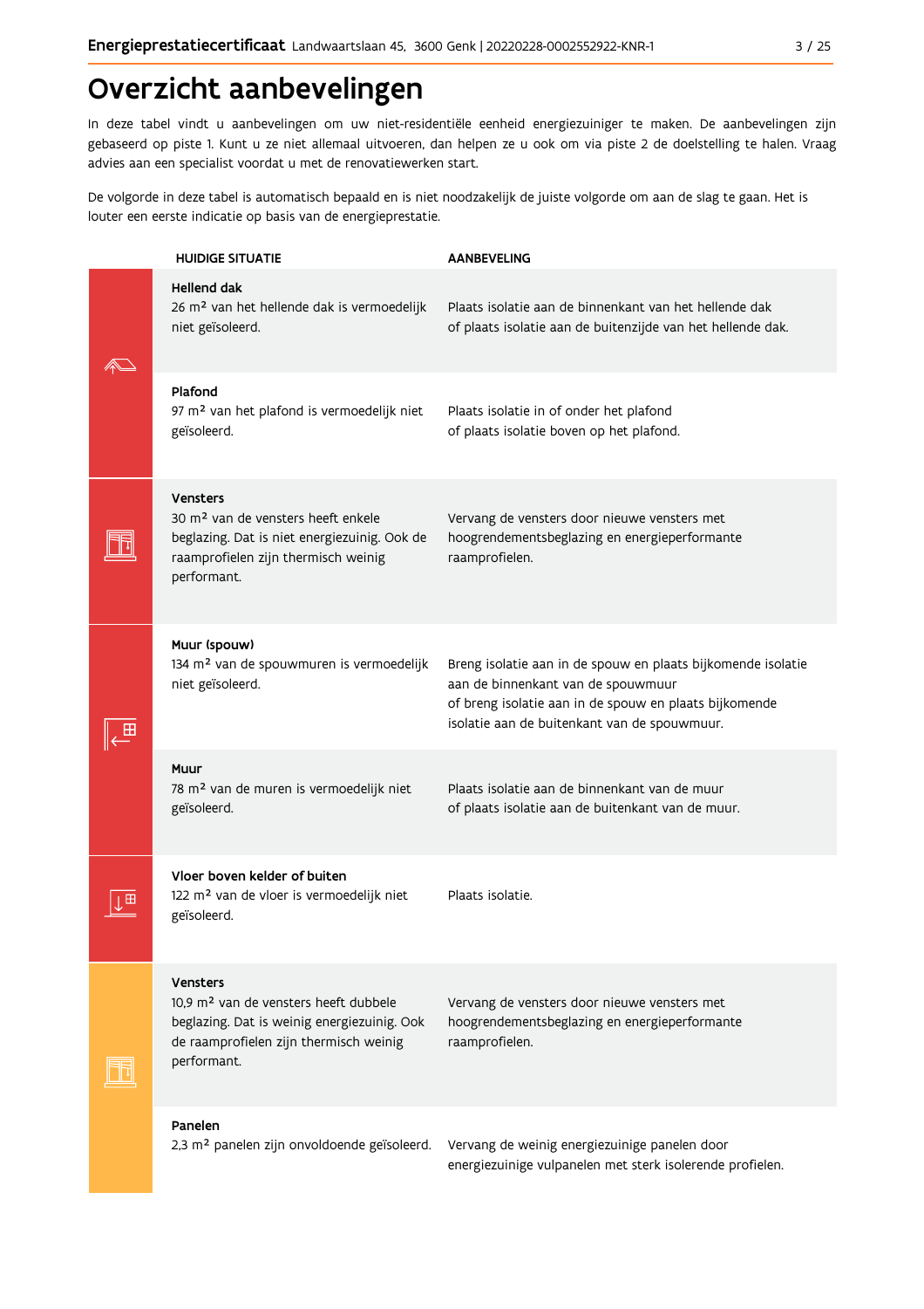# Overzicht aanbevelingen

In deze tabel vindt u aanbevelingen om uw niet-residentiële eenheid energiezuiniger te maken. De aanbevelingen zijn gebaseerd op piste 1. Kunt u ze niet allemaal uitvoeren, dan helpen ze u ook om via piste 2 de doelstelling te halen. Vraag advies aan een specialist voordat u met de renovatiewerken start.

De volgorde in deze tabel is automatisch bepaald en is niet noodzakelijk de juiste volgorde om aan de slag te gaan. Het is louter een eerste indicatie op basis van de energieprestatie.

| HUIDIGE SITUATIE | AANBEVELING |
|---|---|
| **Hellend dak**<br>26 m² van het hellende dak is vermoedelijk niet geïsoleerd. | Plaats isolatie aan de binnenkant van het hellende dak<br>of plaats isolatie aan de buitenzijde van het hellende dak. |
| **Plafond**<br>97 m² van het plafond is vermoedelijk niet geïsoleerd. | Plaats isolatie in of onder het plafond<br>of plaats isolatie boven op het plafond. |
| **Vensters**<br>30 m² van de vensters heeft enkele beglazing. Dat is niet energiezuinig. Ook de raamprofielen zijn thermisch weinig performant. | Vervang de vensters door nieuwe vensters met hoogrendementsbeglazing en energieperformante raamprofielen. |
| **Muur (spouw)**<br>134 m² van de spouwmuren is vermoedelijk niet geïsoleerd. | Breng isolatie aan in de spouw en plaats bijkomende isolatie aan de binnenkant van de spouwmuur<br>of breng isolatie aan in de spouw en plaats bijkomende isolatie aan de buitenkant van de spouwmuur. |
| **Muur**<br>78 m² van de muren is vermoedelijk niet geïsoleerd. | Plaats isolatie aan de binnenkant van de muur<br>of plaats isolatie aan de buitenkant van de muur. |
| **Vloer boven kelder of buiten**<br>122 m² van de vloer is vermoedelijk niet geïsoleerd. | Plaats isolatie. |
| **Vensters**<br>10,9 m² van de vensters heeft dubbele beglazing. Dat is weinig energiezuinig. Ook de raamprofielen zijn thermisch weinig performant. | Vervang de vensters door nieuwe vensters met hoogrendementsbeglazing en energieperformante raamprofielen. |
| **Panelen**<br>2,3 m² panelen zijn onvoldoende geïsoleerd. | Vervang de weinig energiezuinige panelen door energiezuinige vulpanelen met sterk isolerende profielen. |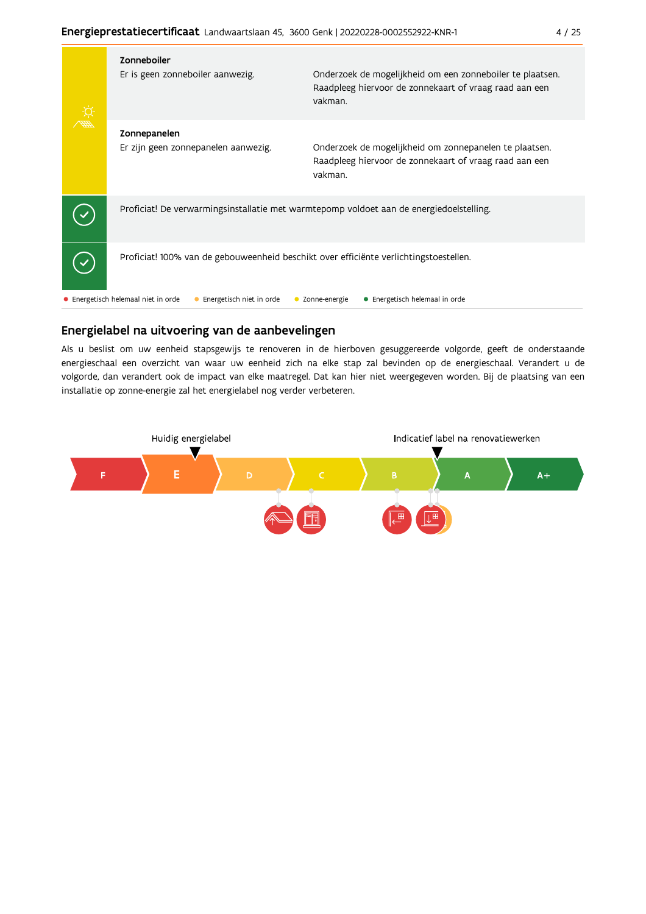| | | |
|---|---|---|
| | **Zonneboiler**<br>Er is geen zonneboiler aanwezig. | Onderzoek de mogelijkheid om een zonneboiler te plaatsen. Raadpleeg hiervoor de zonnekaart of vraag raad aan een vakman. |
| | **Zonnepanelen**<br>Er zijn geen zonnepanelen aanwezig. | Onderzoek de mogelijkheid om zonnepanelen te plaatsen. Raadpleeg hiervoor de zonnekaart of vraag raad aan een vakman. |
| ✓ | Proficiat! De verwarmingsinstallatie met warmtepomp voldoet aan de energiedoelstelling. | |
| ✓ | Proficiat! 100% van de gebouweenheid beschikt over efficiënte verlichtingstoestellen. | |

● Energetisch helemaal niet in orde ● Energetisch niet in orde ● Zonne-energie ● Energetisch helemaal in orde

## Energielabel na uitvoering van de aanbevelingen

Als u beslist om uw eenheid stapsgewijs te renoveren in de hierboven gesuggereerde volgorde, geeft de onderstaande energieschaal een overzicht van waar uw eenheid zich na elke stap zal bevinden op de energieschaal. Verandert u de volgorde, dan verandert ook de impact van elke maatregel. Dat kan hier niet weergegeven worden. Bij de plaatsing van een installatie op zonne-energie zal het energielabel nog verder verbeteren.

Huidig energielabel: E

Indicatief label na renovatiewerken: A

F | E | D | C | B | A | A+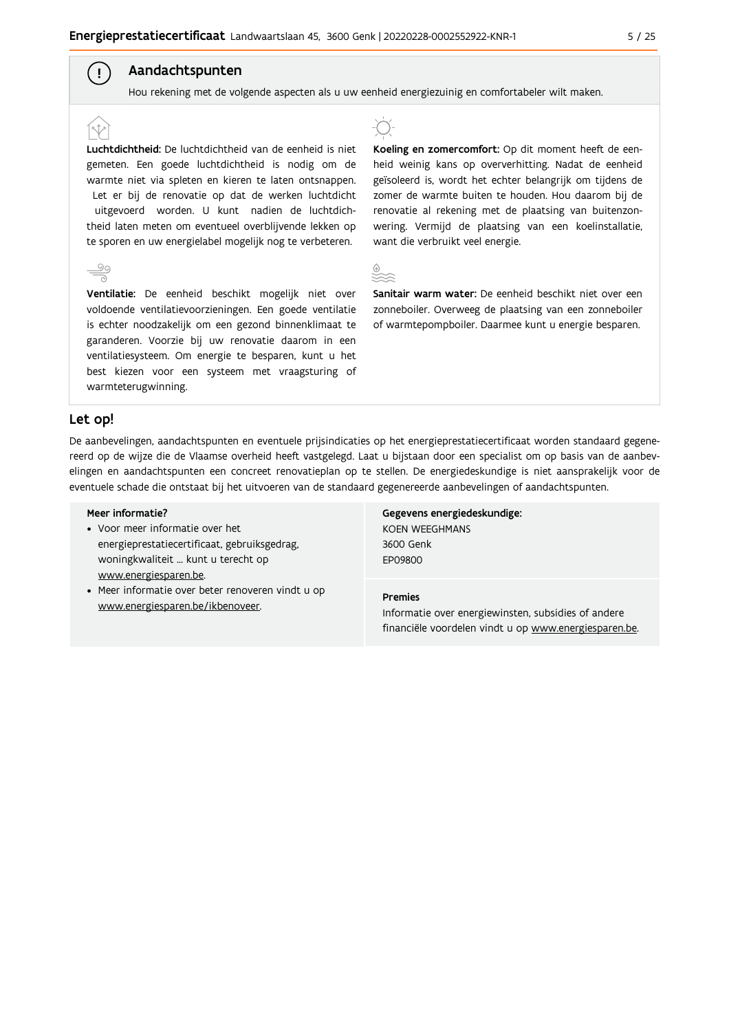## Aandachtspunten

Hou rekening met de volgende aspecten als u uw eenheid energiezuinig en comfortabeler wilt maken.

**Luchtdichtheid:** De luchtdichtheid van de eenheid is niet gemeten. Een goede luchtdichtheid is nodig om de warmte niet via spleten en kieren te laten ontsnappen. Let er bij de renovatie op dat de werken luchtdicht uitgevoerd worden. U kunt nadien de luchtdichtheid laten meten om eventueel overblijvende lekken op te sporen en uw energielabel mogelijk nog te verbeteren.

**Ventilatie:** De eenheid beschikt mogelijk niet over voldoende ventilatievoorzieningen. Een goede ventilatie is echter noodzakelijk om een gezond binnenklimaat te garanderen. Voorzie bij uw renovatie daarom in een ventilatiesysteem. Om energie te besparen, kunt u het best kiezen voor een systeem met vraagsturing of warmteterugwinning.

**Koeling en zomercomfort:** Op dit moment heeft de eenheid weinig kans op oververhitting. Nadat de eenheid geïsoleerd is, wordt het echter belangrijk om tijdens de zomer de warmte buiten te houden. Hou daarom bij de renovatie al rekening met de plaatsing van buitenzonwering. Vermijd de plaatsing van een koelinstallatie, want die verbruikt veel energie.

**Sanitair warm water:** De eenheid beschikt niet over een zonneboiler. Overweeg de plaatsing van een zonneboiler of warmtepompboiler. Daarmee kunt u energie besparen.

## Let op!

De aanbevelingen, aandachtspunten en eventuele prijsindicaties op het energieprestatiecertificaat worden standaard gegenereerd op de wijze die de Vlaamse overheid heeft vastgelegd. Laat u bijstaan door een specialist om op basis van de aanbevelingen en aandachtspunten een concreet renovatieplan op te stellen. De energiedeskundige is niet aansprakelijk voor de eventuele schade die ontstaat bij het uitvoeren van de standaard gegenereerde aanbevelingen of aandachtspunten.

**Meer informatie?**

- Voor meer informatie over het energieprestatiecertificaat, gebruiksgedrag, woningkwaliteit ... kunt u terecht op www.energiesparen.be.
- Meer informatie over beter renoveren vindt u op www.energiesparen.be/ikbenoveer.

**Gegevens energiedeskundige:**

KOEN WEEGHMANS
3600 Genk
EP09800

**Premies**

Informatie over energiewinsten, subsidies of andere financiële voordelen vindt u op www.energiesparen.be.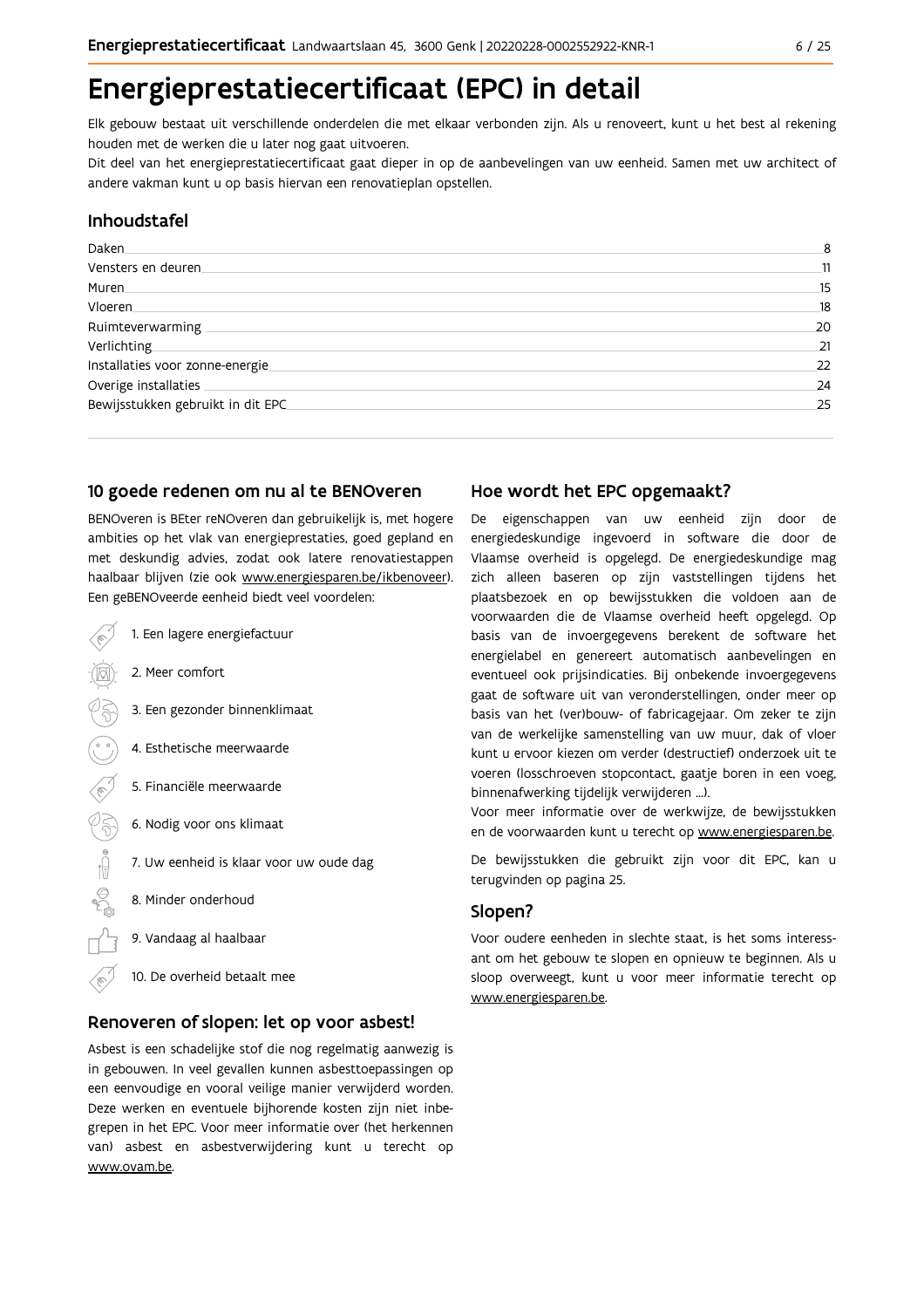# Energieprestatiecertificaat (EPC) in detail

Elk gebouw bestaat uit verschillende onderdelen die met elkaar verbonden zijn. Als u renoveert, kunt u het best al rekening houden met de werken die u later nog gaat uitvoeren.

Dit deel van het energieprestatiecertificaat gaat dieper in op de aanbevelingen van uw eenheid. Samen met uw architect of andere vakman kunt u op basis hiervan een renovatieplan opstellen.

## Inhoudstafel

| | |
|---|---|
| Daken | 8 |
| Vensters en deuren | 11 |
| Muren | 15 |
| Vloeren | 18 |
| Ruimteverwarming | 20 |
| Verlichting | 21 |
| Installaties voor zonne-energie | 22 |
| Overige installaties | 24 |
| Bewijsstukken gebruikt in dit EPC | 25 |

## 10 goede redenen om nu al te BENOveren

BENOveren is BEter reNOveren dan gebruikelijk is, met hogere ambities op het vlak van energieprestaties, goed gepland en met deskundig advies, zodat ook latere renovatiestappen haalbaar blijven (zie ook www.energiesparen.be/ikbenoveer). Een geBENOveerde eenheid biedt veel voordelen:

1. Een lagere energiefactuur
2. Meer comfort
3. Een gezonder binnenklimaat
4. Esthetische meerwaarde
5. Financiële meerwaarde
6. Nodig voor ons klimaat
7. Uw eenheid is klaar voor uw oude dag
8. Minder onderhoud
9. Vandaag al haalbaar
10. De overheid betaalt mee

## Renoveren of slopen: let op voor asbest!

Asbest is een schadelijke stof die nog regelmatig aanwezig is in gebouwen. In veel gevallen kunnen asbesttoepassingen op een eenvoudige en vooral veilige manier verwijderd worden. Deze werken en eventuele bijhorende kosten zijn niet inbegrepen in het EPC. Voor meer informatie over (het herkennen van) asbest en asbestverwijdering kunt u terecht op www.ovam.be.

## Hoe wordt het EPC opgemaakt?

De eigenschappen van uw eenheid zijn door de energiedeskundige ingevoerd in software die door de Vlaamse overheid is opgelegd. De energiedeskundige mag zich alleen baseren op zijn vaststellingen tijdens het plaatsbezoek en op bewijsstukken die voldoen aan de voorwaarden die de Vlaamse overheid heeft opgelegd. Op basis van de invoergegevens berekent de software het energielabel en genereert automatisch aanbevelingen en eventueel ook prijsindicaties. Bij onbekende invoergegevens gaat de software uit van veronderstellingen, onder meer op basis van het (ver)bouw- of fabricagejaar. Om zeker te zijn van de werkelijke samenstelling van uw muur, dak of vloer kunt u ervoor kiezen om verder (destructief) onderzoek uit te voeren (losschroeven stopcontact, gaatje boren in een voeg, binnenafwerking tijdelijk verwijderen ...).

Voor meer informatie over de werkwijze, de bewijsstukken en de voorwaarden kunt u terecht op www.energiesparen.be.

De bewijsstukken die gebruikt zijn voor dit EPC, kan u terugvinden op pagina 25.

## Slopen?

Voor oudere eenheden in slechte staat, is het soms interessant om het gebouw te slopen en opnieuw te beginnen. Als u sloop overweegt, kunt u voor meer informatie terecht op www.energiesparen.be.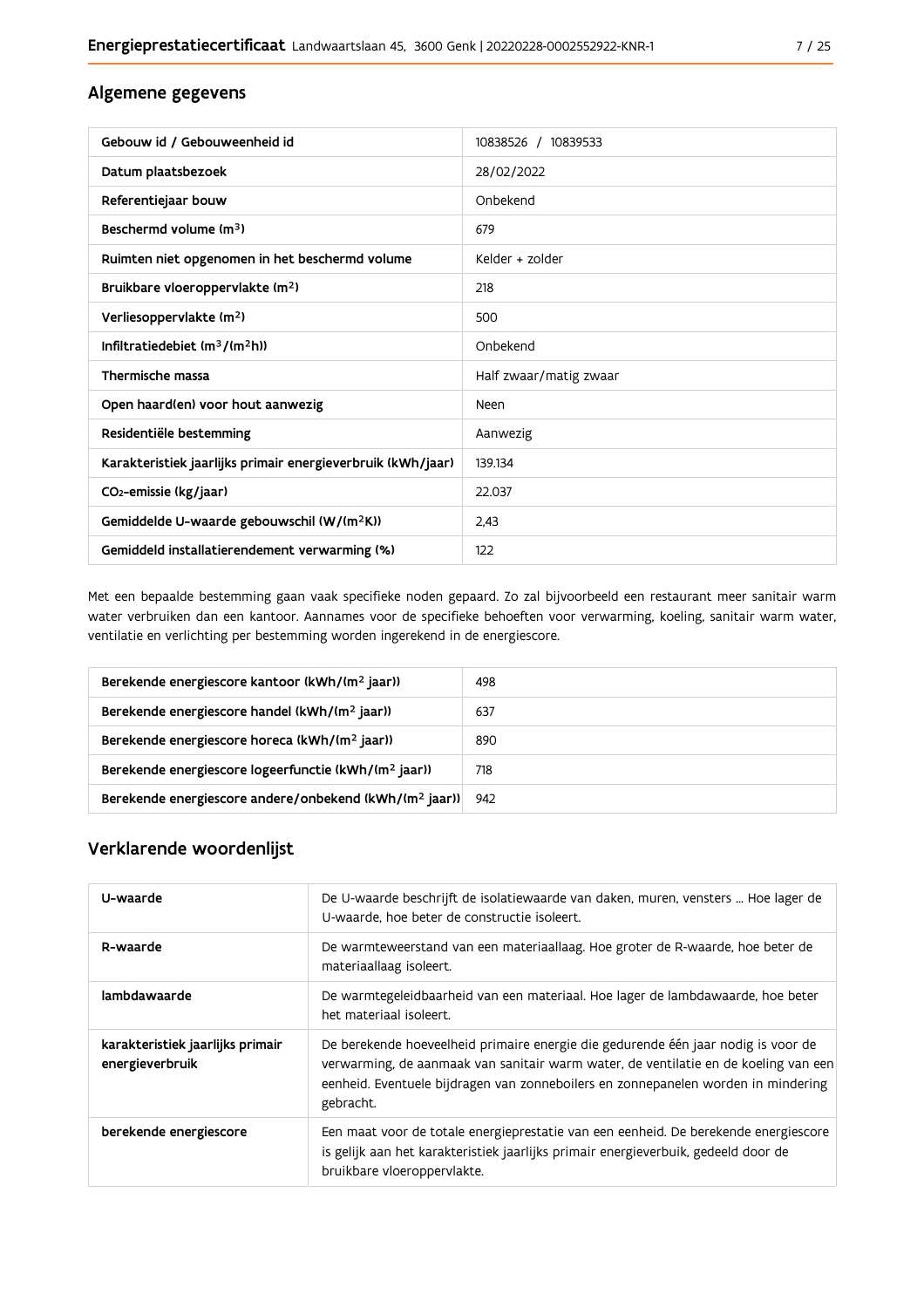## Algemene gegevens

| Gebouw id / Gebouweenheid id | 10838526 / 10839533 |
|---|---|
| Datum plaatsbezoek | 28/02/2022 |
| Referentiejaar bouw | Onbekend |
| Beschermd volume ($m^3$) | 679 |
| Ruimten niet opgenomen in het beschermd volume | Kelder + zolder |
| Bruikbare vloeroppervlakte ($m^2$) | 218 |
| Verliesoppervlakte ($m^2$) | 500 |
| Infiltratiedebiet ($m^3/(m^2h)$) | Onbekend |
| Thermische massa | Half zwaar/matig zwaar |
| Open haard(en) voor hout aanwezig | Neen |
| Residentiële bestemming | Aanwezig |
| Karakteristiek jaarlijks primair energieverbruik (kWh/jaar) | 139.134 |
| $CO_2$-emissie (kg/jaar) | 22.037 |
| Gemiddelde U-waarde gebouwschil ($W/(m^2K)$) | 2,43 |
| Gemiddeld installatierendement verwarming (%) | 122 |

Met een bepaalde bestemming gaan vaak specifieke noden gepaard. Zo zal bijvoorbeeld een restaurant meer sanitair warm water verbruiken dan een kantoor. Aannames voor de specifieke behoeften voor verwarming, koeling, sanitair warm water, ventilatie en verlichting per bestemming worden ingerekend in de energiescore.

| Berekende energiescore kantoor ($kWh/(m^2$ jaar)) | 498 |
|---|---|
| Berekende energiescore handel ($kWh/(m^2$ jaar)) | 637 |
| Berekende energiescore horeca ($kWh/(m^2$ jaar)) | 890 |
| Berekende energiescore logeerfunctie ($kWh/(m^2$ jaar)) | 718 |
| Berekende energiescore andere/onbekend ($kWh/(m^2$ jaar)) | 942 |

## Verklarende woordenlijst

| U-waarde | De U-waarde beschrijft de isolatiewaarde van daken, muren, vensters ... Hoe lager de U-waarde, hoe beter de constructie isoleert. |
|---|---|
| R-waarde | De warmteweerstand van een materiaallaag. Hoe groter de R-waarde, hoe beter de materiaallaag isoleert. |
| lambdawaarde | De warmtegeleidbaarheid van een materiaal. Hoe lager de lambdawaarde, hoe beter het materiaal isoleert. |
| karakteristiek jaarlijks primair energieverbruik | De berekende hoeveelheid primaire energie die gedurende één jaar nodig is voor de verwarming, de aanmaak van sanitair warm water, de ventilatie en de koeling van een eenheid. Eventuele bijdragen van zonneboilers en zonnepanelen worden in mindering gebracht. |
| berekende energiescore | Een maat voor de totale energieprestatie van een eenheid. De berekende energiescore is gelijk aan het karakteristiek jaarlijks primair energieverbuik, gedeeld door de bruikbare vloeroppervlakte. |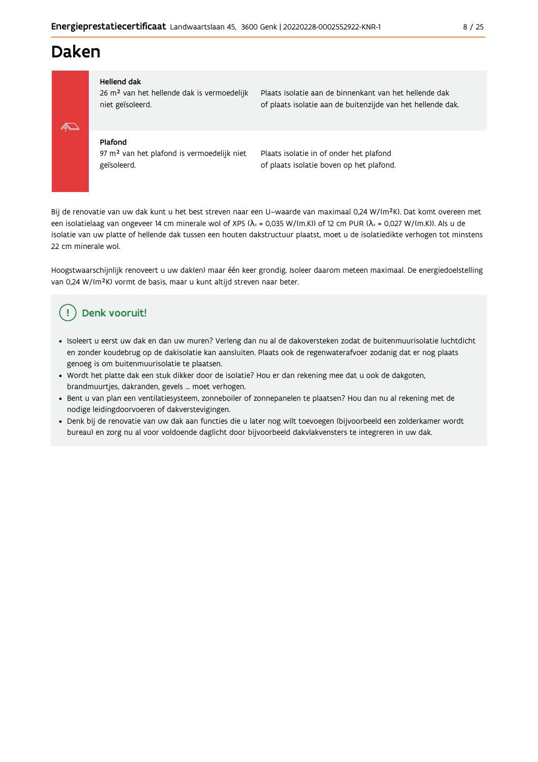# Daken

| | |
|---|---|
| **Hellend dak**<br>26 m² van het hellende dak is vermoedelijk niet geïsoleerd. | Plaats isolatie aan de binnenkant van het hellende dak of plaats isolatie aan de buitenzijde van het hellende dak. |
| **Plafond**<br>97 m² van het plafond is vermoedelijk niet geïsoleerd. | Plaats isolatie in of onder het plafond of plaats isolatie boven op het plafond. |

Bij de renovatie van uw dak kunt u het best streven naar een U-waarde van maximaal 0,24 W/(m²K). Dat komt overeen met een isolatielaag van ongeveer 14 cm minerale wol of XPS ($\lambda_d$ = 0,035 W/(m.K)) of 12 cm PUR ($\lambda_d$ = 0,027 W/(m.K)). Als u de isolatie van uw platte of hellende dak tussen een houten dakstructuur plaatst, moet u de isolatiedikte verhogen tot minstens 22 cm minerale wol.

Hoogstwaarschijnlijk renoveert u uw dak(en) maar één keer grondig. Isoleer daarom meteen maximaal. De energiedoelstelling van 0,24 W/(m²K) vormt de basis, maar u kunt altijd streven naar beter.

## Denk vooruit!

- Isoleert u eerst uw dak en dan uw muren? Verleng dan nu al de dakoversteken zodat de buitenmuurisolatie luchtdicht en zonder koudebrug op de dakisolatie kan aansluiten. Plaats ook de regenwaterafvoer zodanig dat er nog plaats genoeg is om buitenmuurisolatie te plaatsen.
- Wordt het platte dak een stuk dikker door de isolatie? Hou er dan rekening mee dat u ook de dakgoten, brandmuurtjes, dakranden, gevels ... moet verhogen.
- Bent u van plan een ventilatiesysteem, zonneboiler of zonnepanelen te plaatsen? Hou dan nu al rekening met de nodige leidingdoorvoeren of dakverstevigingen.
- Denk bij de renovatie van uw dak aan functies die u later nog wilt toevoegen (bijvoorbeeld een zolderkamer wordt bureau) en zorg nu al voor voldoende daglicht door bijvoorbeeld dakvlakvensters te integreren in uw dak.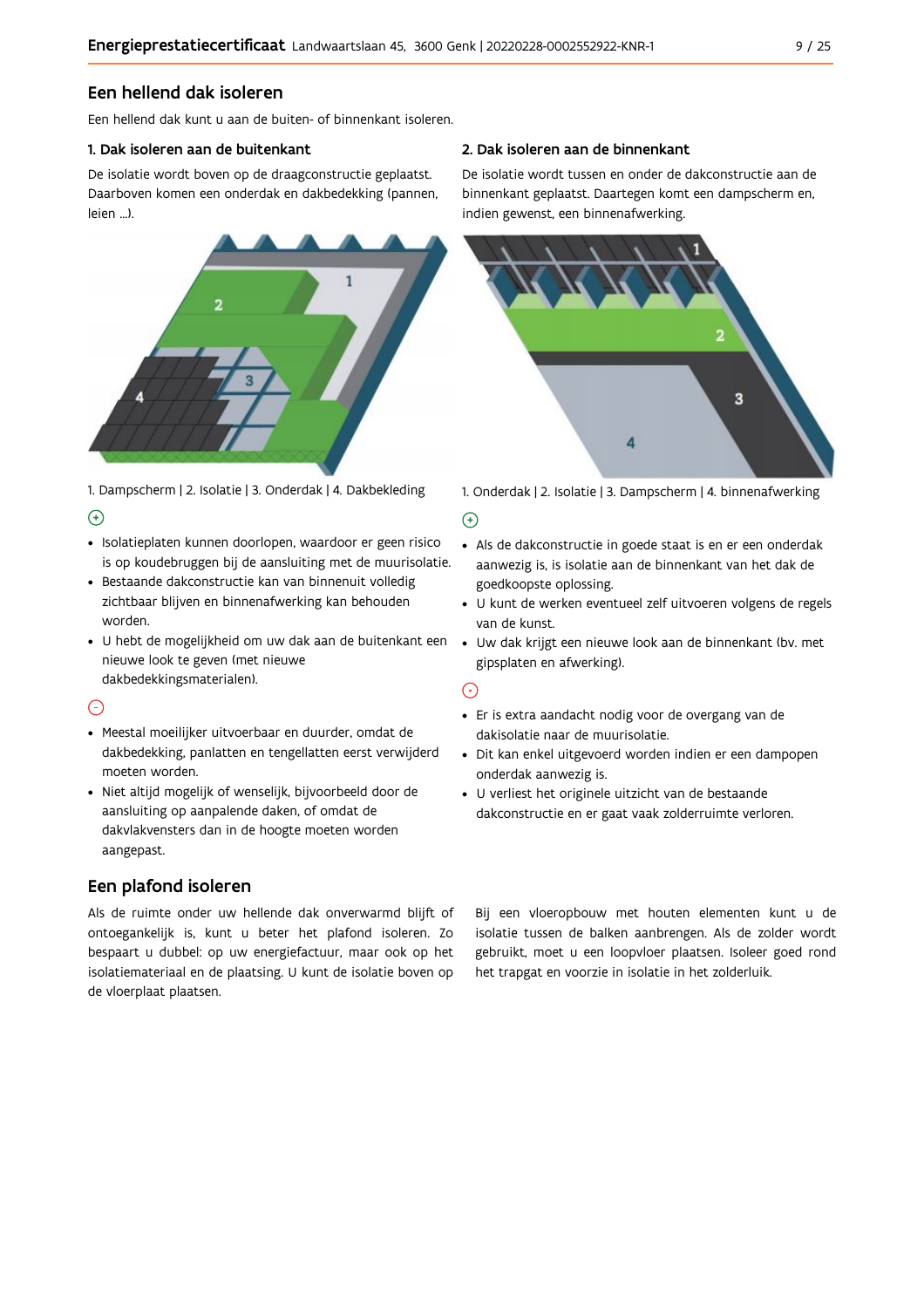## Een hellend dak isoleren

Een hellend dak kunt u aan de buiten- of binnenkant isoleren.

### 1. Dak isoleren aan de buitenkant

De isolatie wordt boven op de draagconstructie geplaatst. Daarboven komen een onderdak en dakbedekking (pannen, leien ...).

1. Dampscherm | 2. Isolatie | 3. Onderdak | 4. Dakbekleding

⊕

- Isolatieplaten kunnen doorlopen, waardoor er geen risico is op koudebruggen bij de aansluiting met de muurisolatie.
- Bestaande dakconstructie kan van binnenuit volledig zichtbaar blijven en binnenafwerking kan behouden worden.
- U hebt de mogelijkheid om uw dak aan de buitenkant een nieuwe look te geven (met nieuwe dakbedekkingsmaterialen).

⊖

- Meestal moeilijker uitvoerbaar en duurder, omdat de dakbedekking, panlatten en tengellatten eerst verwijderd moeten worden.
- Niet altijd mogelijk of wenselijk, bijvoorbeeld door de aansluiting op aanpalende daken, of omdat de dakvlakvensters dan in de hoogte moeten worden aangepast.

### 2. Dak isoleren aan de binnenkant

De isolatie wordt tussen en onder de dakconstructie aan de binnenkant geplaatst. Daartegen komt een dampscherm en, indien gewenst, een binnenafwerking.

1. Onderdak | 2. Isolatie | 3. Dampscherm | 4. binnenafwerking

⊕

- Als de dakconstructie in goede staat is en er een onderdak aanwezig is, is isolatie aan de binnenkant van het dak de goedkoopste oplossing.
- U kunt de werken eventueel zelf uitvoeren volgens de regels van de kunst.
- Uw dak krijgt een nieuwe look aan de binnenkant (bv. met gipsplaten en afwerking).

⊖

- Er is extra aandacht nodig voor de overgang van de dakisolatie naar de muurisolatie.
- Dit kan enkel uitgevoerd worden indien er een dampopen onderdak aanwezig is.
- U verliest het originele uitzicht van de bestaande dakconstructie en er gaat vaak zolderruimte verloren.

## Een plafond isoleren

Als de ruimte onder uw hellende dak onverwarmd blijft of ontoegankelijk is, kunt u beter het plafond isoleren. Zo bespaart u dubbel: op uw energiefactuur, maar ook op het isolatiemateriaal en de plaatsing. U kunt de isolatie boven op de vloerplaat plaatsen.

Bij een vloeropbouw met houten elementen kunt u de isolatie tussen de balken aanbrengen. Als de zolder wordt gebruikt, moet u een loopvloer plaatsen. Isoleer goed rond het trapgat en voorzie in isolatie in het zolderluik.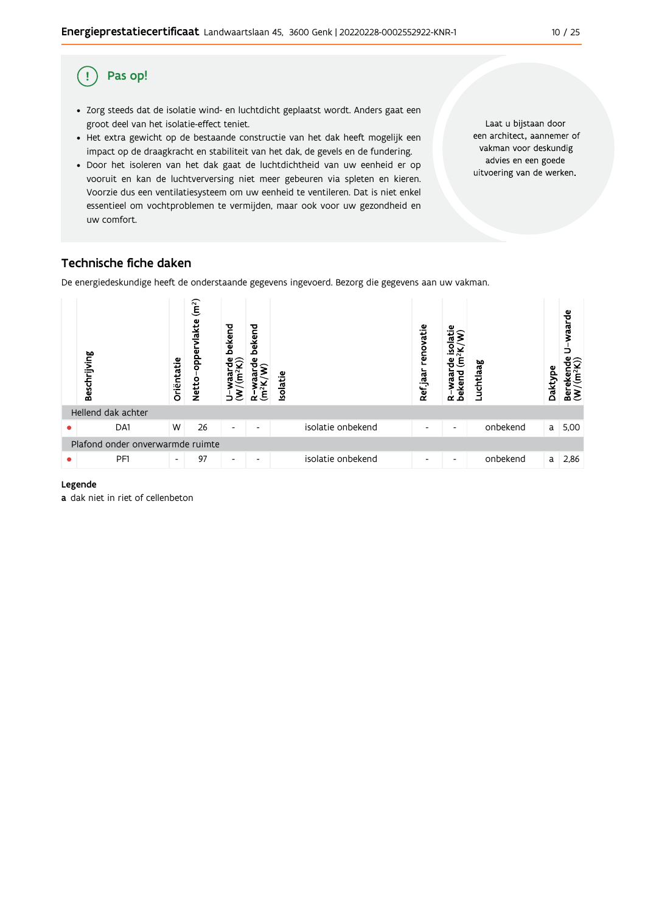## Pas op!

- Zorg steeds dat de isolatie wind- en luchtdicht geplaatst wordt. Anders gaat een groot deel van het isolatie-effect teniet.
- Het extra gewicht op de bestaande constructie van het dak heeft mogelijk een impact op de draagkracht en stabiliteit van het dak, de gevels en de fundering.
- Door het isoleren van het dak gaat de luchtdichtheid van uw eenheid er op vooruit en kan de luchtverversing niet meer gebeuren via spleten en kieren. Voorzie dus een ventilatiesysteem om uw eenheid te ventileren. Dat is niet enkel essentieel om vochtproblemen te vermijden, maar ook voor uw gezondheid en uw comfort.

Laat u bijstaan door een architect, aannemer of vakman voor deskundig advies en een goede uitvoering van de werken.

## Technische fiche daken

De energiedeskundige heeft de onderstaande gegevens ingevoerd. Bezorg die gegevens aan uw vakman.

| | Beschrijving | Oriëntatie | Netto-oppervlakte (m²) | U-waarde bekend (W/(m²K)) | R-waarde bekend (m²K/W) | Isolatie | Ref.jaar renovatie | R-waarde isolatie bekend (m²K/W) | Luchtlaag | Daktype | Berekende U-waarde (W/(m²K)) |
|---|---|---|---|---|---|---|---|---|---|---|---|
| Hellend dak achter | | | | | | | | | | | |
| ● | DA1 | W | 26 | - | - | isolatie onbekend | - | - | onbekend | a | 5,00 |
| Plafond onder onverwarmde ruimte | | | | | | | | | | | |
| ● | PF1 | - | 97 | - | - | isolatie onbekend | - | - | onbekend | a | 2,86 |

**Legende**

**a** dak niet in riet of cellenbeton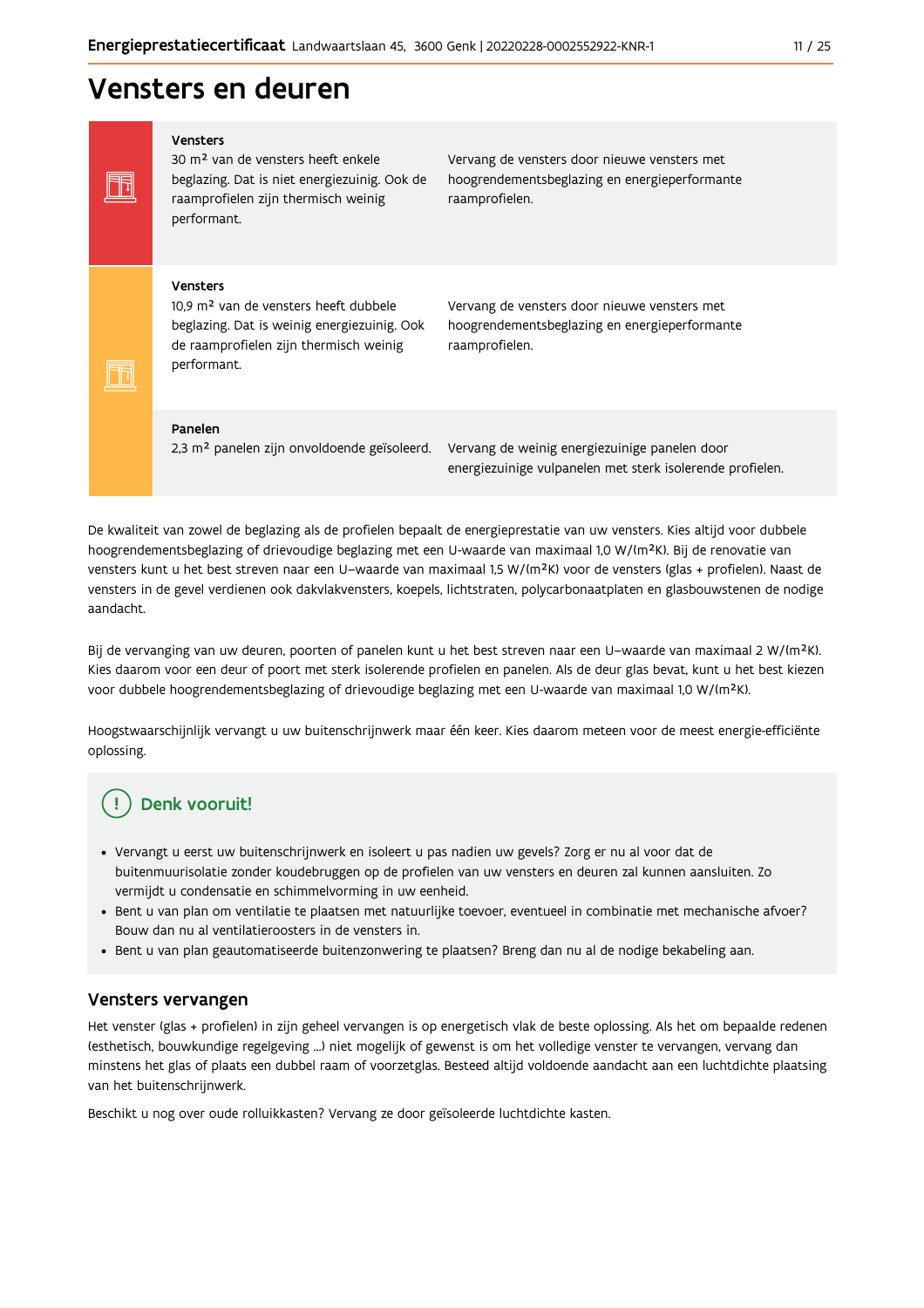# Vensters en deuren

| Onderdeel | Huidige toestand | Aanbeveling |
| --- | --- | --- |
| **Vensters** | 30 m² van de vensters heeft enkele beglazing. Dat is niet energiezuinig. Ook de raamprofielen zijn thermisch weinig performant. | Vervang de vensters door nieuwe vensters met hoogrendementsbeglazing en energieperformante raamprofielen. |
| **Vensters** | 10,9 m² van de vensters heeft dubbele beglazing. Dat is weinig energiezuinig. Ook de raamprofielen zijn thermisch weinig performant. | Vervang de vensters door nieuwe vensters met hoogrendementsbeglazing en energieperformante raamprofielen. |
| **Panelen** | 2,3 m² panelen zijn onvoldoende geïsoleerd. | Vervang de weinig energiezuinige panelen door energiezuinige vulpanelen met sterk isolerende profielen. |

De kwaliteit van zowel de beglazing als de profielen bepaalt de energieprestatie van uw vensters. Kies altijd voor dubbele hoogrendementsbeglazing of drievoudige beglazing met een U-waarde van maximaal 1,0 W/(m²K). Bij de renovatie van vensters kunt u het best streven naar een U–waarde van maximaal 1,5 W/(m²K) voor de vensters (glas + profielen). Naast de vensters in de gevel verdienen ook dakvlakvensters, koepels, lichtstraten, polycarbonaatplaten en glasbouwstenen de nodige aandacht.

Bij de vervanging van uw deuren, poorten of panelen kunt u het best streven naar een U–waarde van maximaal 2 W/(m²K). Kies daarom voor een deur of poort met sterk isolerende profielen en panelen. Als de deur glas bevat, kunt u het best kiezen voor dubbele hoogrendementsbeglazing of drievoudige beglazing met een U-waarde van maximaal 1,0 W/(m²K).

Hoogstwaarschijnlijk vervangt u uw buitenschrijnwerk maar één keer. Kies daarom meteen voor de meest energie-efficiënte oplossing.

### Denk vooruit!

- Vervangt u eerst uw buitenschrijnwerk en isoleert u pas nadien uw gevels? Zorg er nu al voor dat de buitenmuurisolatie zonder koudebruggen op de profielen van uw vensters en deuren zal kunnen aansluiten. Zo vermijdt u condensatie en schimmelvorming in uw eenheid.
- Bent u van plan om ventilatie te plaatsen met natuurlijke toevoer, eventueel in combinatie met mechanische afvoer? Bouw dan nu al ventilatieroosters in de vensters in.
- Bent u van plan geautomatiseerde buitenzonwering te plaatsen? Breng dan nu al de nodige bekabeling aan.

## Vensters vervangen

Het venster (glas + profielen) in zijn geheel vervangen is op energetisch vlak de beste oplossing. Als het om bepaalde redenen (esthetisch, bouwkundige regelgeving ...) niet mogelijk of gewenst is om het volledige venster te vervangen, vervang dan minstens het glas of plaats een dubbel raam of voorzetglas. Besteed altijd voldoende aandacht aan een luchtdichte plaatsing van het buitenschrijnwerk.

Beschikt u nog over oude rolluikkasten? Vervang ze door geïsoleerde luchtdichte kasten.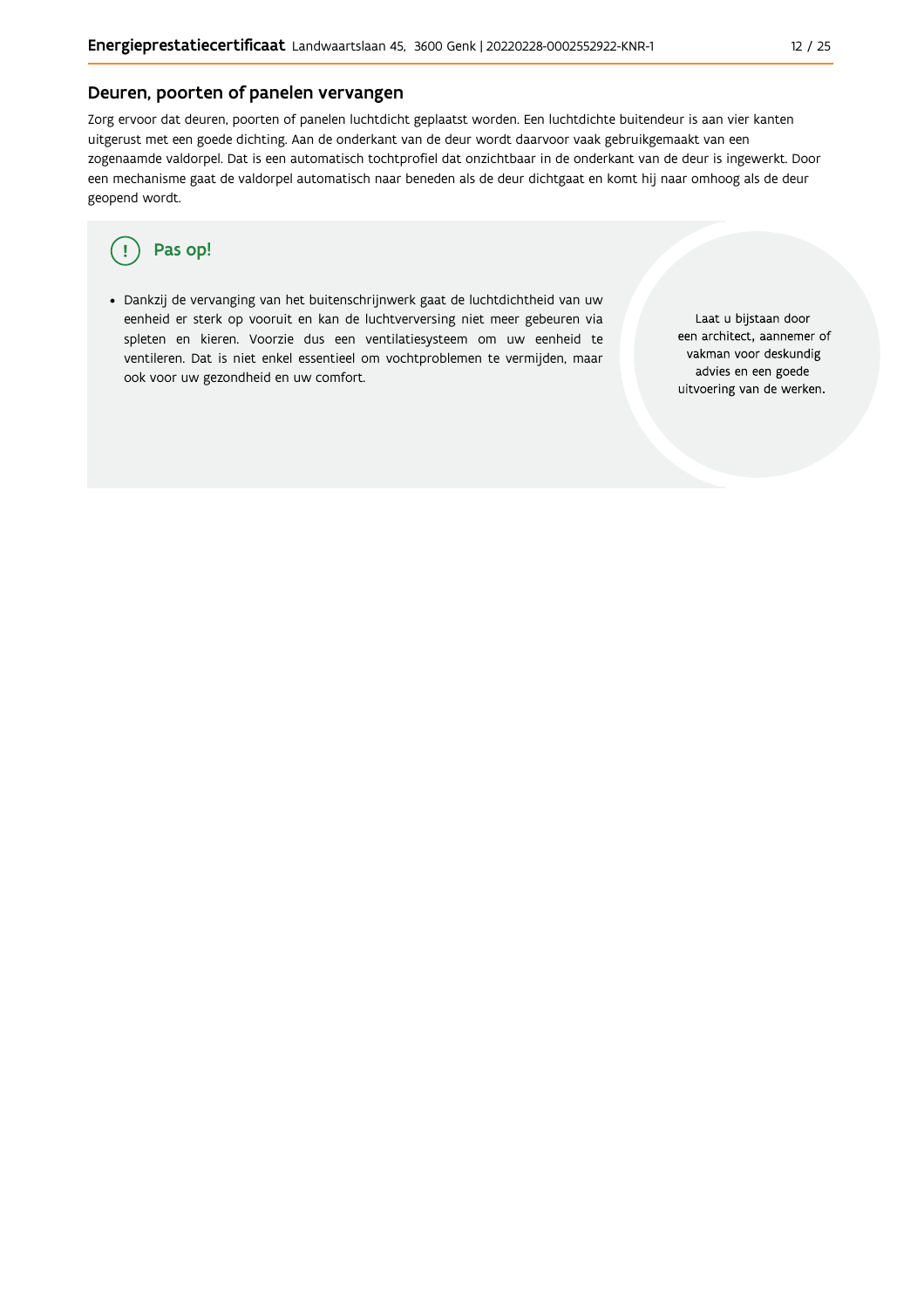## Deuren, poorten of panelen vervangen

Zorg ervoor dat deuren, poorten of panelen luchtdicht geplaatst worden. Een luchtdichte buitendeur is aan vier kanten uitgerust met een goede dichting. Aan de onderkant van de deur wordt daarvoor vaak gebruikgemaakt van een zogenaamde valdorpel. Dat is een automatisch tochtprofiel dat onzichtbaar in de onderkant van de deur is ingewerkt. Door een mechanisme gaat de valdorpel automatisch naar beneden als de deur dichtgaat en komt hij naar omhoog als de deur geopend wordt.

### Pas op!

- Dankzij de vervanging van het buitenschrijnwerk gaat de luchtdichtheid van uw eenheid er sterk op vooruit en kan de luchtverversing niet meer gebeuren via spleten en kieren. Voorzie dus een ventilatiesysteem om uw eenheid te ventileren. Dat is niet enkel essentieel om vochtproblemen te vermijden, maar ook voor uw gezondheid en uw comfort.

Laat u bijstaan door een architect, aannemer of vakman voor deskundig advies en een goede uitvoering van de werken.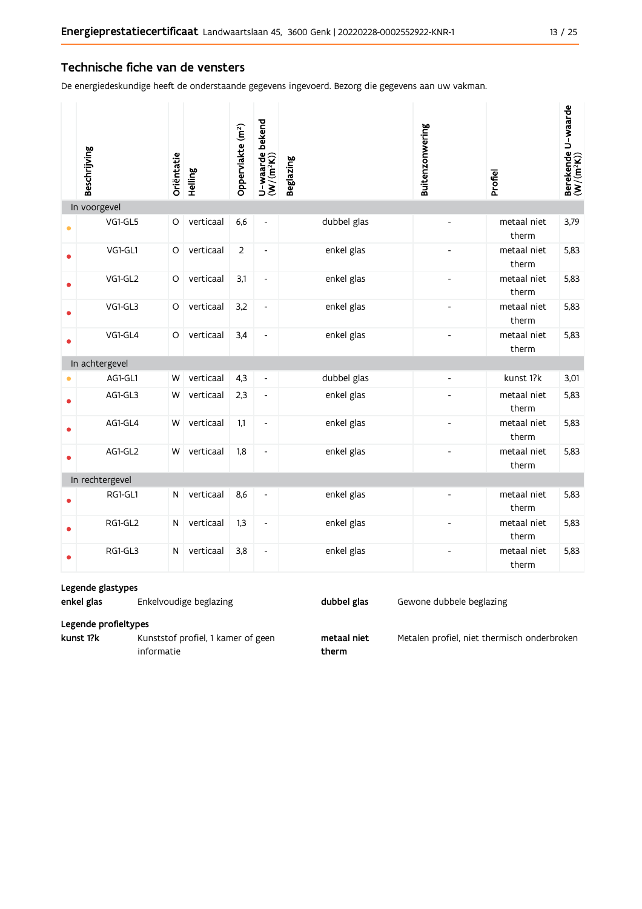## Technische fiche van de vensters

De energiedeskundige heeft de onderstaande gegevens ingevoerd. Bezorg die gegevens aan uw vakman.

| | Beschrijving | Oriëntatie | Helling | Oppervlakte (m²) | U-waarde bekend (W/(m²K)) | Beglazing | Buitenzonwering | Profiel | Berekende U-waarde (W/(m²K)) |
|---|---|---|---|---|---|---|---|---|---|
| **In voorgevel** | | | | | | | | | |
| • | VG1-GL5 | O | verticaal | 6,6 | - | dubbel glas | - | metaal niet therm | 3,79 |
| • | VG1-GL1 | O | verticaal | 2 | - | enkel glas | - | metaal niet therm | 5,83 |
| • | VG1-GL2 | O | verticaal | 3,1 | - | enkel glas | - | metaal niet therm | 5,83 |
| • | VG1-GL3 | O | verticaal | 3,2 | - | enkel glas | - | metaal niet therm | 5,83 |
| • | VG1-GL4 | O | verticaal | 3,4 | - | enkel glas | - | metaal niet therm | 5,83 |
| **In achtergevel** | | | | | | | | | |
| • | AG1-GL1 | W | verticaal | 4,3 | - | dubbel glas | - | kunst 1?k | 3,01 |
| • | AG1-GL3 | W | verticaal | 2,3 | - | enkel glas | - | metaal niet therm | 5,83 |
| • | AG1-GL4 | W | verticaal | 1,1 | - | enkel glas | - | metaal niet therm | 5,83 |
| • | AG1-GL2 | W | verticaal | 1,8 | - | enkel glas | - | metaal niet therm | 5,83 |
| **In rechtergevel** | | | | | | | | | |
| • | RG1-GL1 | N | verticaal | 8,6 | - | enkel glas | - | metaal niet therm | 5,83 |
| • | RG1-GL2 | N | verticaal | 1,3 | - | enkel glas | - | metaal niet therm | 5,83 |
| • | RG1-GL3 | N | verticaal | 3,8 | - | enkel glas | - | metaal niet therm | 5,83 |

**Legende glastypes**

**enkel glas** Enkelvoudige beglazing

**dubbel glas** Gewone dubbele beglazing

**Legende profieltypes**

**kunst 1?k** Kunststof profiel, 1 kamer of geen informatie

**metaal niet therm** Metalen profiel, niet thermisch onderbroken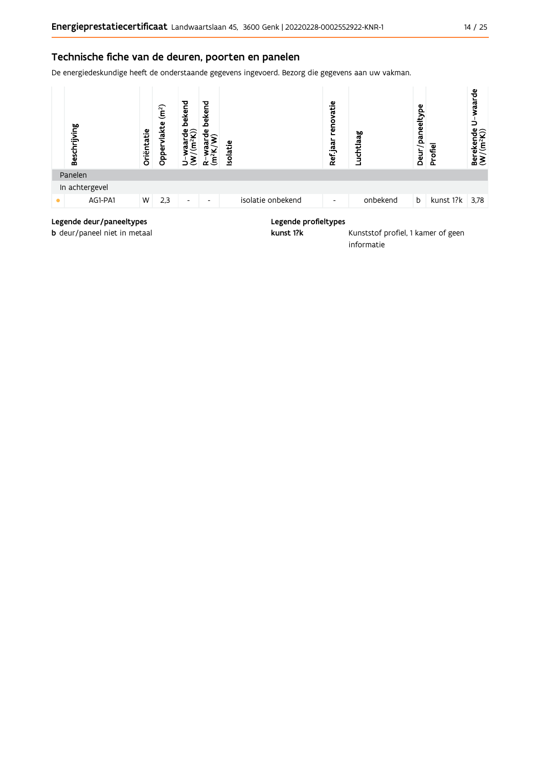## Technische fiche van de deuren, poorten en panelen

De energiedeskundige heeft de onderstaande gegevens ingevoerd. Bezorg die gegevens aan uw vakman.

| | Beschrijving | Oriëntatie | Oppervlakte (m²) | U-waarde bekend (W/(m²K)) | R-waarde bekend (m²K/W) | Isolatie | Ref.jaar renovatie | Luchtlaag | Deur/paneeltype | Profiel | Berekende U-waarde (W/(m²K)) |
|---|---|---|---|---|---|---|---|---|---|---|---|
| Panelen | | | | | | | | | | | |
| In achtergevel | | | | | | | | | | | |
| ● | AG1-PA1 | W | 2,3 | - | - | isolatie onbekend | - | onbekend | b | kunst 1?k | 3,78 |

**Legende deur/paneeltypes**

**b** deur/paneel niet in metaal

**Legende profieltypes**

**kunst 1?k** Kunststof profiel, 1 kamer of geen informatie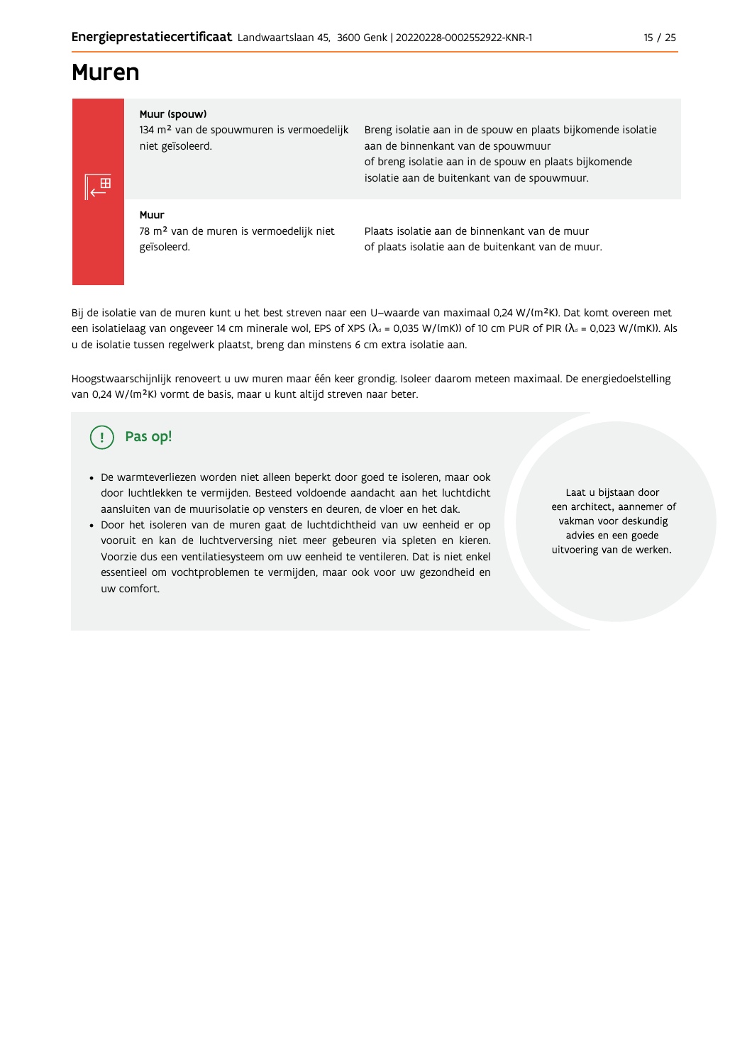# Muren

| | |
|---|---|
| **Muur (spouw)**<br>134 m² van de spouwmuren is vermoedelijk niet geïsoleerd. | Breng isolatie aan in de spouw en plaats bijkomende isolatie aan de binnenkant van de spouwmuur<br>of breng isolatie aan in de spouw en plaats bijkomende isolatie aan de buitenkant van de spouwmuur. |
| **Muur**<br>78 m² van de muren is vermoedelijk niet geïsoleerd. | Plaats isolatie aan de binnenkant van de muur<br>of plaats isolatie aan de buitenkant van de muur. |

Bij de isolatie van de muren kunt u het best streven naar een U–waarde van maximaal 0,24 W/(m²K). Dat komt overeen met een isolatielaag van ongeveer 14 cm minerale wol, EPS of XPS ($\lambda_d$ = 0,035 W/(mK)) of 10 cm PUR of PIR ($\lambda_d$ = 0,023 W/(mK)). Als u de isolatie tussen regelwerk plaatst, breng dan minstens 6 cm extra isolatie aan.

Hoogstwaarschijnlijk renoveert u uw muren maar één keer grondig. Isoleer daarom meteen maximaal. De energiedoelstelling van 0,24 W/(m²K) vormt de basis, maar u kunt altijd streven naar beter.

## Pas op!

- De warmteverliezen worden niet alleen beperkt door goed te isoleren, maar ook door luchtlekken te vermijden. Besteed voldoende aandacht aan het luchtdicht aansluiten van de muurisolatie op vensters en deuren, de vloer en het dak.
- Door het isoleren van de muren gaat de luchtdichtheid van uw eenheid er op vooruit en kan de luchtverversing niet meer gebeuren via spleten en kieren. Voorzie dus een ventilatiesysteem om uw eenheid te ventileren. Dat is niet enkel essentieel om vochtproblemen te vermijden, maar ook voor uw gezondheid en uw comfort.

Laat u bijstaan door een architect, aannemer of vakman voor deskundig advies en een goede uitvoering van de werken.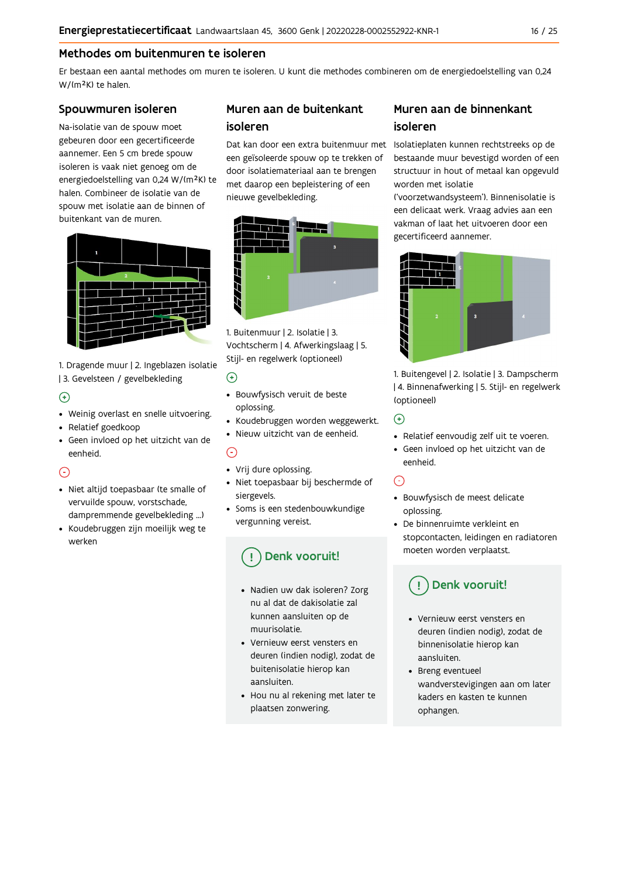## Methodes om buitenmuren te isoleren

Er bestaan een aantal methodes om muren te isoleren. U kunt die methodes combineren om de energiedoelstelling van 0,24 W/(m²K) te halen.

### Spouwmuren isoleren

Na-isolatie van de spouw moet gebeuren door een gecertificeerde aannemer. Een 5 cm brede spouw isoleren is vaak niet genoeg om de energiedoelstelling van 0,24 W/(m²K) te halen. Combineer de isolatie van de spouw met isolatie aan de binnen of buitenkant van de muren.

1. Dragende muur | 2. Ingeblazen isolatie | 3. Gevelsteen / gevelbekleding

⊕

- Weinig overlast en snelle uitvoering.
- Relatief goedkoop
- Geen invloed op het uitzicht van de eenheid.

⊖

- Niet altijd toepasbaar (te smalle of vervuilde spouw, vorstschade, dampremmende gevelbekleding ...)
- Koudebruggen zijn moeilijk weg te werken

### Muren aan de buitenkant isoleren

Dat kan door een extra buitenmuur met een geïsoleerde spouw op te trekken of door isolatiemateriaal aan te brengen met daarop een bepleistering of een nieuwe gevelbekleding.

1. Buitenmuur | 2. Isolatie | 3. Vochtscherm | 4. Afwerkingslaag | 5. Stijl- en regelwerk (optioneel)

⊕

- Bouwfysisch veruit de beste oplossing.
- Koudebruggen worden weggewerkt.
- Nieuw uitzicht van de eenheid.

⊖

- Vrij dure oplossing.
- Niet toepasbaar bij beschermde of siergevels.
- Soms is een stedenbouwkundige vergunning vereist.

**! Denk vooruit!**

- Nadien uw dak isoleren? Zorg nu al dat de dakisolatie zal kunnen aansluiten op de muurisolatie.
- Vernieuw eerst vensters en deuren (indien nodig), zodat de buitenisolatie hierop kan aansluiten.
- Hou nu al rekening met later te plaatsen zonwering.

### Muren aan de binnenkant isoleren

Isolatieplaten kunnen rechtstreeks op de bestaande muur bevestigd worden of een structuur in hout of metaal kan opgevuld worden met isolatie ('voorzetwandsysteem'). Binnenisolatie is een delicaat werk. Vraag advies aan een vakman of laat het uitvoeren door een gecertificeerd aannemer.

1. Buitengevel | 2. Isolatie | 3. Dampscherm | 4. Binnenafwerking | 5. Stijl- en regelwerk (optioneel)

⊕

- Relatief eenvoudig zelf uit te voeren.
- Geen invloed op het uitzicht van de eenheid.

⊖

- Bouwfysisch de meest delicate oplossing.
- De binnenruimte verkleint en stopcontacten, leidingen en radiatoren moeten worden verplaatst.

**! Denk vooruit!**

- Vernieuw eerst vensters en deuren (indien nodig), zodat de binnenisolatie hierop kan aansluiten.
- Breng eventueel wandverstevigingen aan om later kaders en kasten te kunnen ophangen.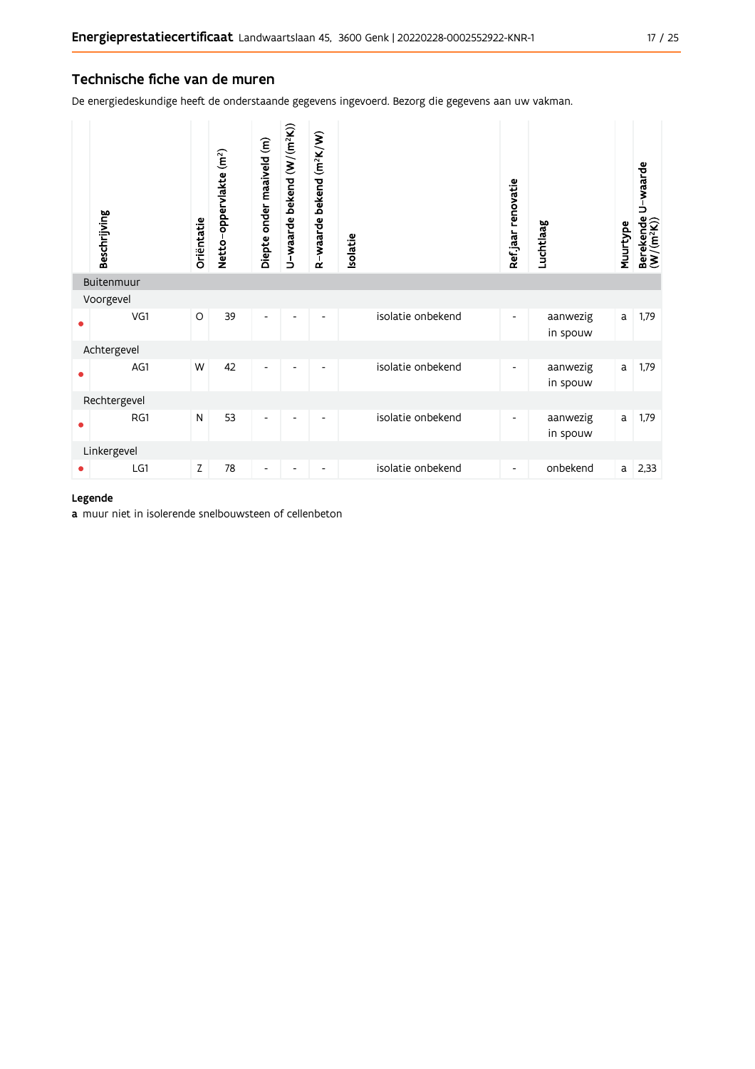## Technische fiche van de muren

De energiedeskundige heeft de onderstaande gegevens ingevoerd. Bezorg die gegevens aan uw vakman.

| | Beschrijving | Oriëntatie | Netto-oppervlakte (m²) | Diepte onder maaiveld (m) | U-waarde bekend (W/(m²K)) | R-waarde bekend (m²K/W) | Isolatie | Ref.jaar renovatie | Luchtlaag | Muurtype | Berekende U-waarde (W/(m²K)) |
|---|---|---|---|---|---|---|---|---|---|---|---|
| Buitenmuur | | | | | | | | | | | |
| Voorgevel | | | | | | | | | | | |
| • | VG1 | O | 39 | - | - | - | isolatie onbekend | - | aanwezig in spouw | a | 1,79 |
| Achtergevel | | | | | | | | | | | |
| • | AG1 | W | 42 | - | - | - | isolatie onbekend | - | aanwezig in spouw | a | 1,79 |
| Rechtergevel | | | | | | | | | | | |
| • | RG1 | N | 53 | - | - | - | isolatie onbekend | - | aanwezig in spouw | a | 1,79 |
| Linkergevel | | | | | | | | | | | |
| • | LG1 | Z | 78 | - | - | - | isolatie onbekend | - | onbekend | a | 2,33 |

**Legende**

**a** muur niet in isolerende snelbouwsteen of cellenbeton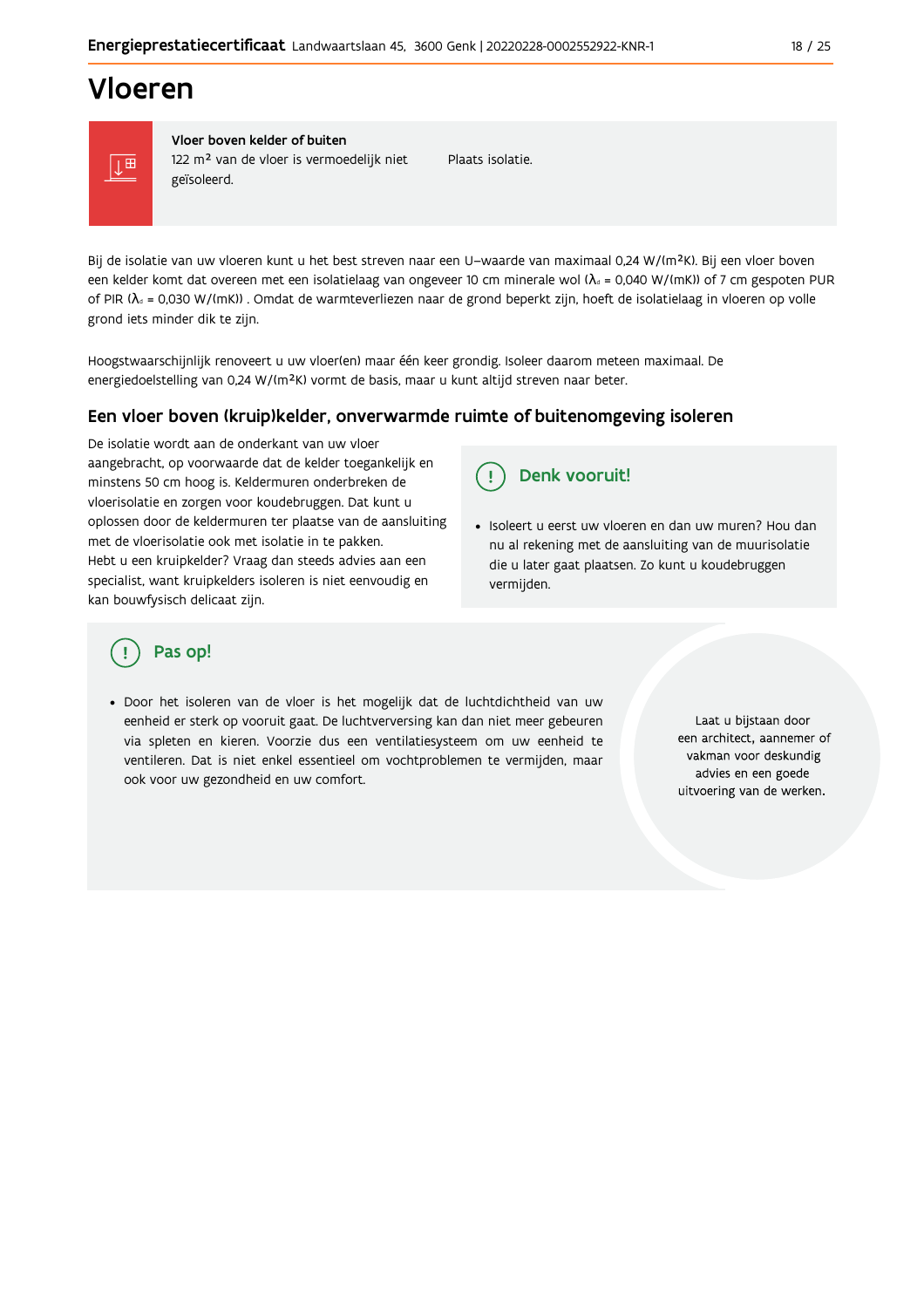# Vloeren

| Vloer boven kelder of buiten | |
|---|---|
| 122 m² van de vloer is vermoedelijk niet geïsoleerd. | Plaats isolatie. |

Bij de isolatie van uw vloeren kunt u het best streven naar een U-waarde van maximaal 0,24 W/(m²K). Bij een vloer boven een kelder komt dat overeen met een isolatielaag van ongeveer 10 cm minerale wol ($\lambda_d$ = 0,040 W/(mK)) of 7 cm gespoten PUR of PIR ($\lambda_d$ = 0,030 W/(mK)) . Omdat de warmteverliezen naar de grond beperkt zijn, hoeft de isolatielaag in vloeren op volle grond iets minder dik te zijn.

Hoogstwaarschijnlijk renoveert u uw vloer(en) maar één keer grondig. Isoleer daarom meteen maximaal. De energiedoelstelling van 0,24 W/(m²K) vormt de basis, maar u kunt altijd streven naar beter.

## Een vloer boven (kruip)kelder, onverwarmde ruimte of buitenomgeving isoleren

De isolatie wordt aan de onderkant van uw vloer aangebracht, op voorwaarde dat de kelder toegankelijk en minstens 50 cm hoog is. Keldermuren onderbreken de vloerisolatie en zorgen voor koudebruggen. Dat kunt u oplossen door de keldermuren ter plaatse van de aansluiting met de vloerisolatie ook met isolatie in te pakken.
Hebt u een kruipkelder? Vraag dan steeds advies aan een specialist, want kruipkelders isoleren is niet eenvoudig en kan bouwfysisch delicaat zijn.

### Denk vooruit!

- Isoleert u eerst uw vloeren en dan uw muren? Hou dan nu al rekening met de aansluiting van de muurisolatie die u later gaat plaatsen. Zo kunt u koudebruggen vermijden.

### Pas op!

- Door het isoleren van de vloer is het mogelijk dat de luchtdichtheid van uw eenheid er sterk op vooruit gaat. De luchtverversing kan dan niet meer gebeuren via spleten en kieren. Voorzie dus een ventilatiesysteem om uw eenheid te ventileren. Dat is niet enkel essentieel om vochtproblemen te vermijden, maar ook voor uw gezondheid en uw comfort.

Laat u bijstaan door een architect, aannemer of vakman voor deskundig advies en een goede uitvoering van de werken.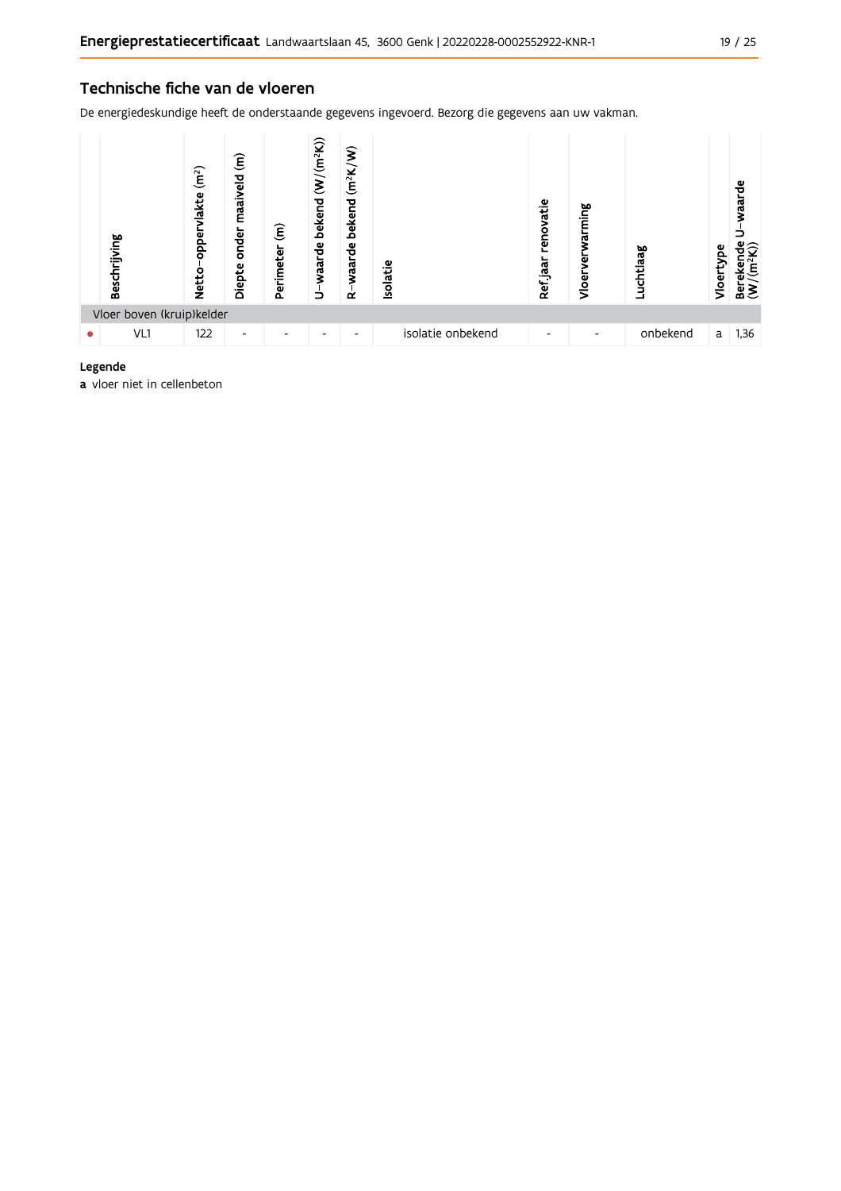## Technische fiche van de vloeren

De energiedeskundige heeft de onderstaande gegevens ingevoerd. Bezorg die gegevens aan uw vakman.

| | Beschrijving | Netto-oppervlakte ($m^2$) | Diepte onder maaiveld (m) | Perimeter (m) | U-waarde bekend ($W/(m^2K)$) | R-waarde bekend ($m^2K/W$) | Isolatie | Ref.jaar renovatie | Vloerverwarming | Luchtlaag | Vloertype | Berekende U-waarde ($W/(m^2K)$) |
|---|---|---|---|---|---|---|---|---|---|---|---|---|
| Vloer boven (kruip)kelder | | | | | | | | | | | | |
| • | VL1 | 122 | - | - | - | - | isolatie onbekend | - | - | onbekend | a | 1,36 |

**Legende**

**a** vloer niet in cellenbeton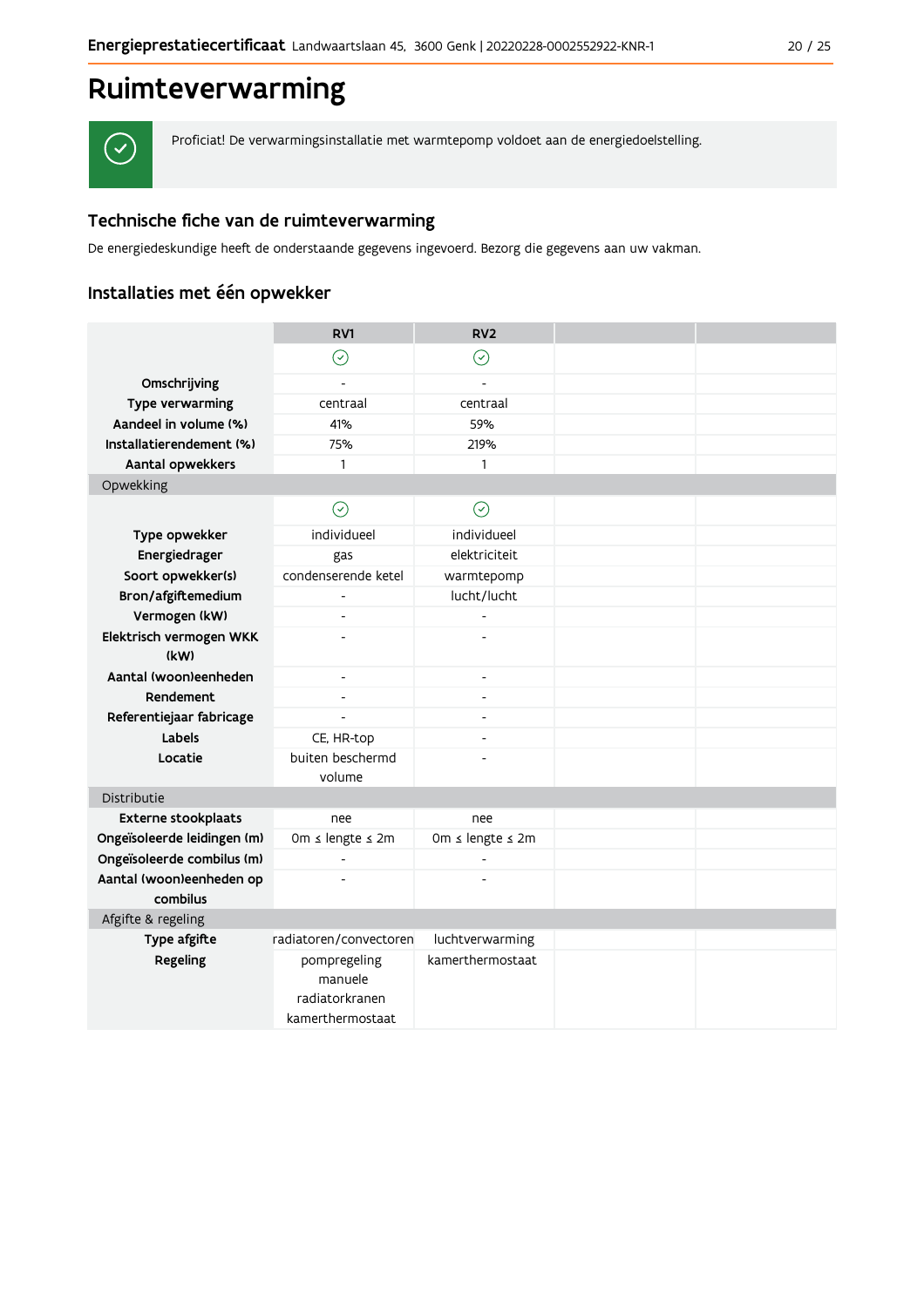# Ruimteverwarming

Proficiat! De verwarmingsinstallatie met warmtepomp voldoet aan de energiedoelstelling.

## Technische fiche van de ruimteverwarming

De energiedeskundige heeft de onderstaande gegevens ingevoerd. Bezorg die gegevens aan uw vakman.

## Installaties met één opwekker

| | RV1 | RV2 | | |
|---|---|---|---|---|
| | ✓ | ✓ | | |
| **Omschrijving** | - | - | | |
| **Type verwarming** | centraal | centraal | | |
| **Aandeel in volume (%)** | 41% | 59% | | |
| **Installatierendement (%)** | 75% | 219% | | |
| **Aantal opwekkers** | 1 | 1 | | |
| Opwekking | | | | |
| | ✓ | ✓ | | |
| **Type opwekker** | individueel | individueel | | |
| **Energiedrager** | gas | elektriciteit | | |
| **Soort opwekker(s)** | condenserende ketel | warmtepomp | | |
| **Bron/afgiftemedium** | - | lucht/lucht | | |
| **Vermogen (kW)** | - | - | | |
| **Elektrisch vermogen WKK (kW)** | - | - | | |
| **Aantal (woon)eenheden** | - | - | | |
| **Rendement** | - | - | | |
| **Referentiejaar fabricage** | - | - | | |
| **Labels** | CE, HR-top | - | | |
| **Locatie** | buiten beschermd volume | - | | |
| Distributie | | | | |
| **Externe stookplaats** | nee | nee | | |
| **Ongeïsoleerde leidingen (m)** | 0m ≤ lengte ≤ 2m | 0m ≤ lengte ≤ 2m | | |
| **Ongeïsoleerde combilus (m)** | - | - | | |
| **Aantal (woon)eenheden op combilus** | - | - | | |
| Afgifte & regeling | | | | |
| **Type afgifte** | radiatoren/convectoren | luchtverwarming | | |
| **Regeling** | pompregeling<br>manuele radiatorkranen<br>kamerthermostaat | kamerthermostaat | | |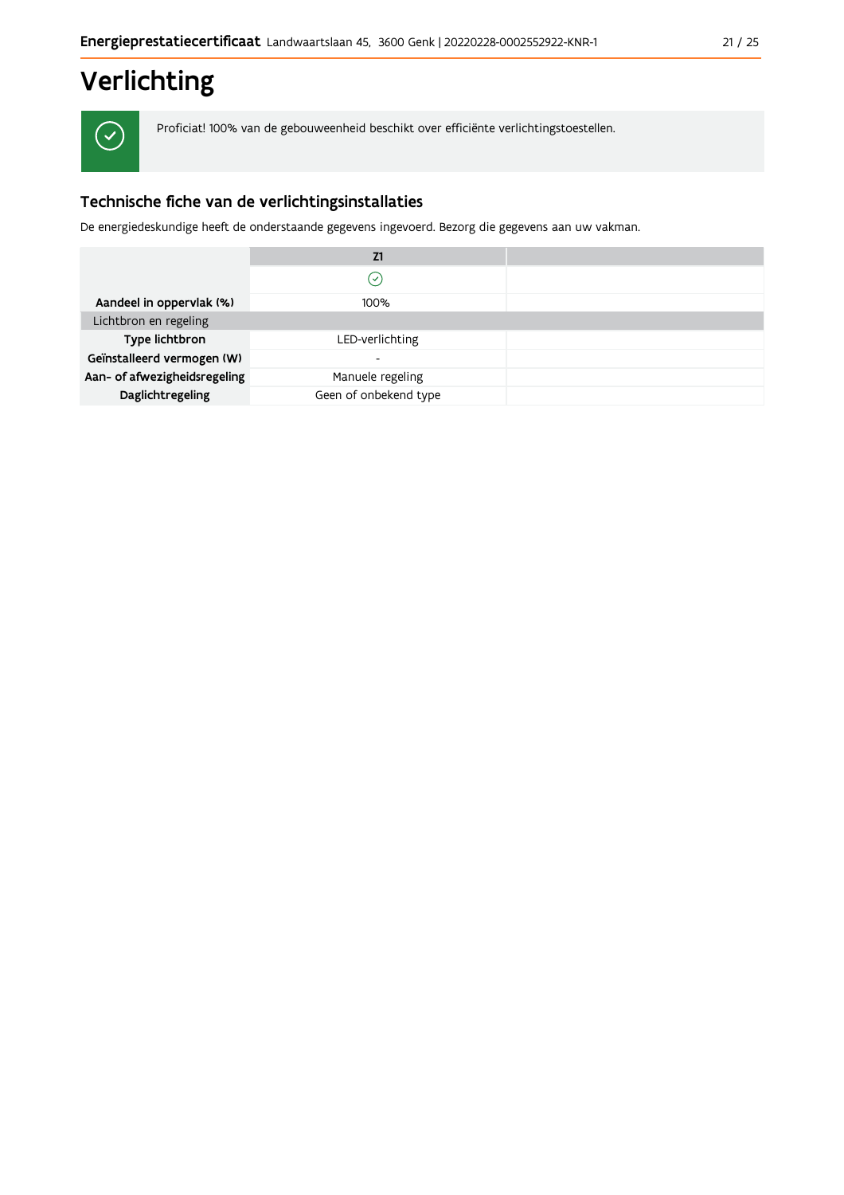# Verlichting

✓ Proficiat! 100% van de gebouweenheid beschikt over efficiënte verlichtingstoestellen.

## Technische fiche van de verlichtingsinstallaties

De energiedeskundige heeft de onderstaande gegevens ingevoerd. Bezorg die gegevens aan uw vakman.

| | Z1 | |
|---|---|---|
| | ✓ | |
| **Aandeel in oppervlak (%)** | 100% | |
| Lichtbron en regeling | | |
| **Type lichtbron** | LED-verlichting | |
| **Geïnstalleerd vermogen (W)** | - | |
| **Aan- of afwezigheidsregeling** | Manuele regeling | |
| **Daglichtregeling** | Geen of onbekend type | |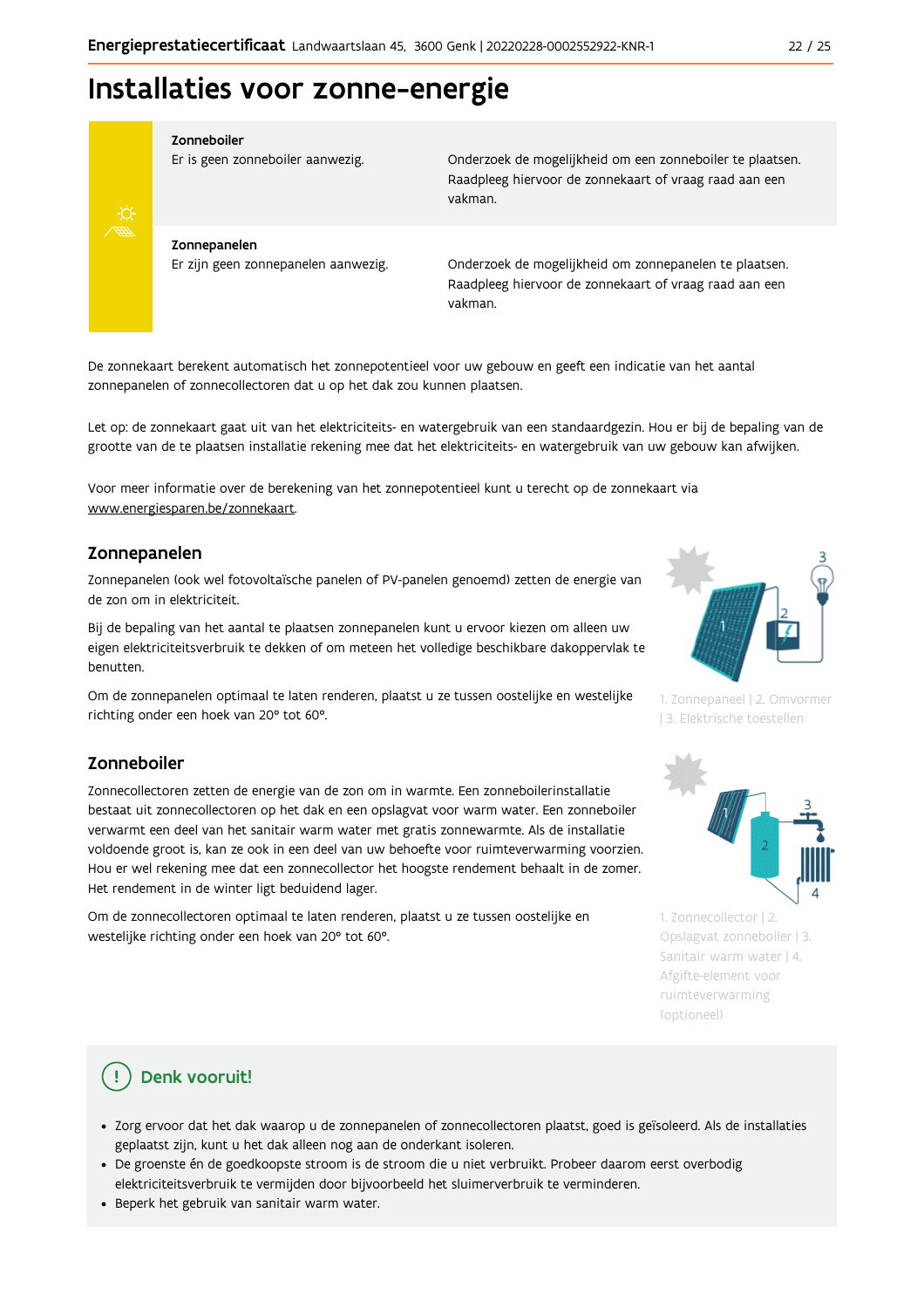# Installaties voor zonne-energie

| | |
|---|---|
| **Zonneboiler**<br>Er is geen zonneboiler aanwezig. | Onderzoek de mogelijkheid om een zonneboiler te plaatsen. Raadpleeg hiervoor de zonnekaart of vraag raad aan een vakman. |
| **Zonnepanelen**<br>Er zijn geen zonnepanelen aanwezig. | Onderzoek de mogelijkheid om zonnepanelen te plaatsen. Raadpleeg hiervoor de zonnekaart of vraag raad aan een vakman. |

De zonnekaart berekent automatisch het zonnepotentieel voor uw gebouw en geeft een indicatie van het aantal zonnepanelen of zonnecollectoren dat u op het dak zou kunnen plaatsen.

Let op: de zonnekaart gaat uit van het elektriciteits- en watergebruik van een standaardgezin. Hou er bij de bepaling van de grootte van de te plaatsen installatie rekening mee dat het elektriciteits- en watergebruik van uw gebouw kan afwijken.

Voor meer informatie over de berekening van het zonnepotentieel kunt u terecht op de zonnekaart via www.energiesparen.be/zonnekaart.

## Zonnepanelen

Zonnepanelen (ook wel fotovoltaïsche panelen of PV-panelen genoemd) zetten de energie van de zon om in elektriciteit.

Bij de bepaling van het aantal te plaatsen zonnepanelen kunt u ervoor kiezen om alleen uw eigen elektriciteitsverbruik te dekken of om meteen het volledige beschikbare dakoppervlak te benutten.

Om de zonnepanelen optimaal te laten renderen, plaatst u ze tussen oostelijke en westelijke richting onder een hoek van 20° tot 60°.

1. Zonnepaneel | 2. Omvormer | 3. Elektrische toestellen

## Zonneboiler

Zonnecollectoren zetten de energie van de zon om in warmte. Een zonneboilerinstallatie bestaat uit zonnecollectoren op het dak en een opslagvat voor warm water. Een zonneboiler verwarmt een deel van het sanitair warm water met gratis zonnewarmte. Als de installatie voldoende groot is, kan ze ook in een deel van uw behoefte voor ruimteverwarming voorzien. Hou er wel rekening mee dat een zonnecollector het hoogste rendement behaalt in de zomer. Het rendement in de winter ligt beduidend lager.

Om de zonnecollectoren optimaal te laten renderen, plaatst u ze tussen oostelijke en westelijke richting onder een hoek van 20° tot 60°.

1. Zonnecollector | 2. Opslagvat zonneboiler | 3. Sanitair warm water | 4. Afgifte-element voor ruimteverwarming (optioneel)

### Denk vooruit!

- Zorg ervoor dat het dak waarop u de zonnepanelen of zonnecollectoren plaatst, goed is geïsoleerd. Als de installaties geplaatst zijn, kunt u het dak alleen nog aan de onderkant isoleren.
- De groenste én de goedkoopste stroom is de stroom die u niet verbruikt. Probeer daarom eerst overbodig elektriciteitsverbruik te vermijden door bijvoorbeeld het sluimerverbruik te verminderen.
- Beperk het gebruik van sanitair warm water.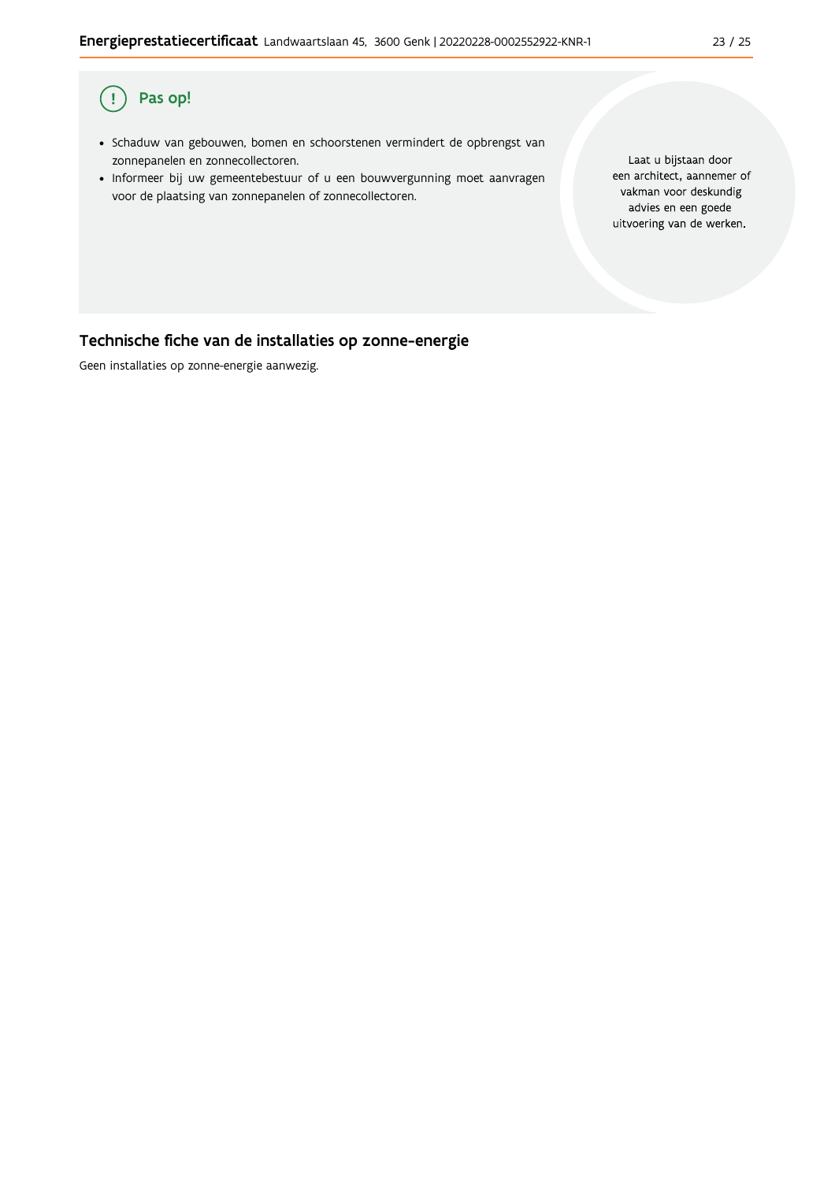## Pas op!

- Schaduw van gebouwen, bomen en schoorstenen vermindert de opbrengst van zonnepanelen en zonnecollectoren.
- Informeer bij uw gemeentebestuur of u een bouwvergunning moet aanvragen voor de plaatsing van zonnepanelen of zonnecollectoren.

Laat u bijstaan door een architect, aannemer of vakman voor deskundig advies en een goede uitvoering van de werken.

## Technische fiche van de installaties op zonne-energie

Geen installaties op zonne-energie aanwezig.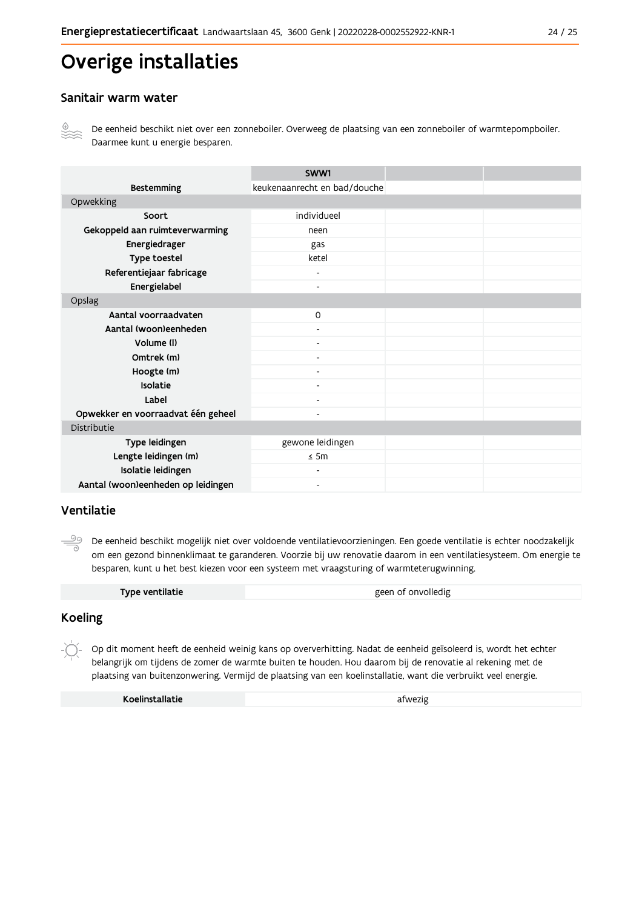# Overige installaties

## Sanitair warm water

De eenheid beschikt niet over een zonneboiler. Overweeg de plaatsing van een zonneboiler of warmtepompboiler. Daarmee kunt u energie besparen.

| | SWW1 | | |
|---|---|---|---|
| **Bestemming** | keukenaanrecht en bad/douche | | |
| Opwekking | | | |
| **Soort** | individueel | | |
| **Gekoppeld aan ruimteverwarming** | neen | | |
| **Energiedrager** | gas | | |
| **Type toestel** | ketel | | |
| **Referentiejaar fabricage** | - | | |
| **Energielabel** | - | | |
| Opslag | | | |
| **Aantal voorraadvaten** | 0 | | |
| **Aantal (woon)eenheden** | - | | |
| **Volume (l)** | - | | |
| **Omtrek (m)** | - | | |
| **Hoogte (m)** | - | | |
| **Isolatie** | - | | |
| **Label** | - | | |
| **Opwekker en voorraadvat één geheel** | - | | |
| Distributie | | | |
| **Type leidingen** | gewone leidingen | | |
| **Lengte leidingen (m)** | ≤ 5m | | |
| **Isolatie leidingen** | - | | |
| **Aantal (woon)eenheden op leidingen** | - | | |

## Ventilatie

De eenheid beschikt mogelijk niet over voldoende ventilatievoorzieningen. Een goede ventilatie is echter noodzakelijk om een gezond binnenklimaat te garanderen. Voorzie bij uw renovatie daarom in een ventilatiesysteem. Om energie te besparen, kunt u het best kiezen voor een systeem met vraagsturing of warmteterugwinning.

| **Type ventilatie** | geen of onvolledig |
|---|---|

## Koeling

Op dit moment heeft de eenheid weinig kans op oververhitting. Nadat de eenheid geïsoleerd is, wordt het echter belangrijk om tijdens de zomer de warmte buiten te houden. Hou daarom bij de renovatie al rekening met de plaatsing van buitenzonwering. Vermijd de plaatsing van een koelinstallatie, want die verbruikt veel energie.

| **Koelinstallatie** | afwezig |
|---|---|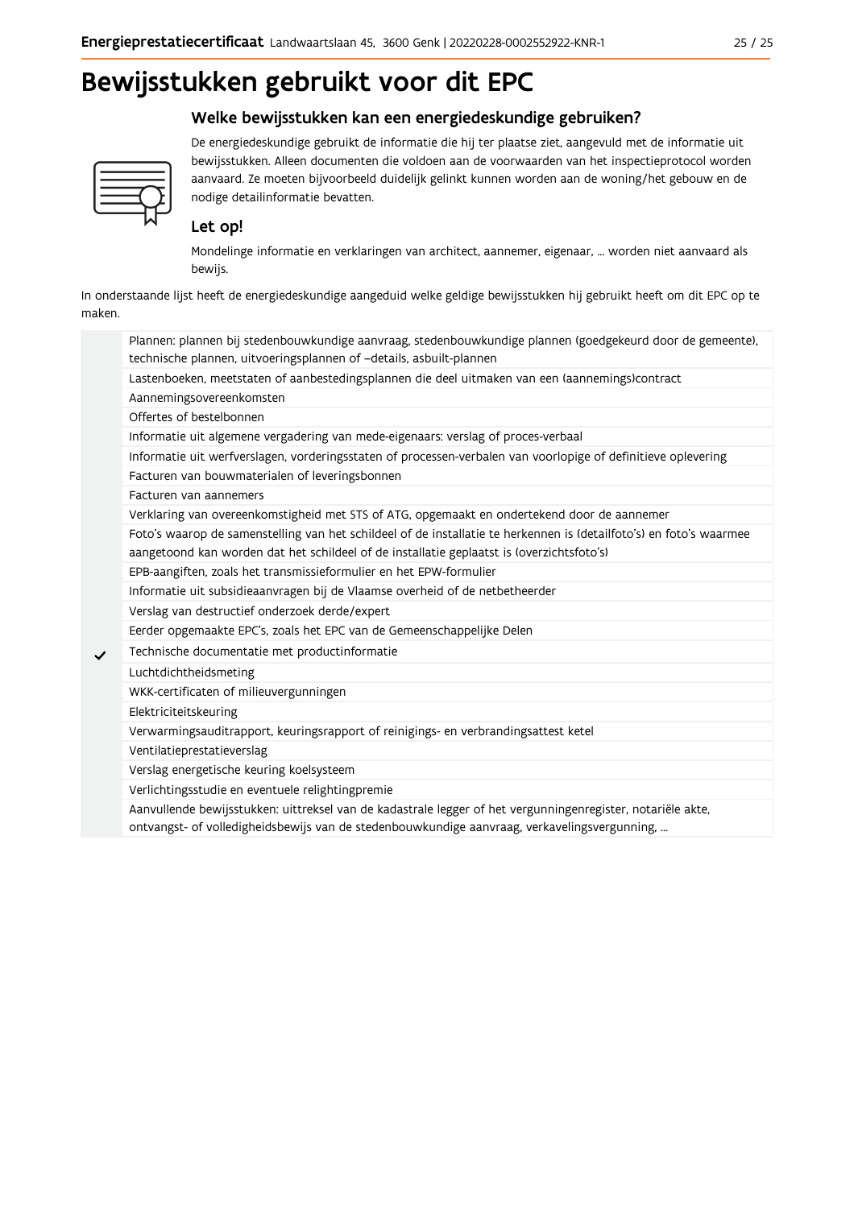# Bewijsstukken gebruikt voor dit EPC

## Welke bewijsstukken kan een energiedeskundige gebruiken?

De energiedeskundige gebruikt de informatie die hij ter plaatse ziet, aangevuld met de informatie uit bewijsstukken. Alleen documenten die voldoen aan de voorwaarden van het inspectieprotocol worden aanvaard. Ze moeten bijvoorbeeld duidelijk gelinkt kunnen worden aan de woning/het gebouw en de nodige detailinformatie bevatten.

### Let op!

Mondelinge informatie en verklaringen van architect, aannemer, eigenaar, ... worden niet aanvaard als bewijs.

In onderstaande lijst heeft de energiedeskundige aangeduid welke geldige bewijsstukken hij gebruikt heeft om dit EPC op te maken.

| | |
|---|---|
| | Plannen: plannen bij stedenbouwkundige aanvraag, stedenbouwkundige plannen (goedgekeurd door de gemeente), technische plannen, uitvoeringsplannen of –details, asbuilt-plannen |
| | Lastenboeken, meetstaten of aanbestedingsplannen die deel uitmaken van een (aannemings)contract |
| | Aannemingsovereenkomsten |
| | Offertes of bestelbonnen |
| | Informatie uit algemene vergadering van mede-eigenaars: verslag of proces-verbaal |
| | Informatie uit werfverslagen, vorderingsstaten of processen-verbalen van voorlopige of definitieve oplevering |
| | Facturen van bouwmaterialen of leveringsbonnen |
| | Facturen van aannemers |
| | Verklaring van overeenkomstigheid met STS of ATG, opgemaakt en ondertekend door de aannemer |
| | Foto's waarop de samenstelling van het schildeel of de installatie te herkennen is (detailfoto's) en foto's waarmee aangetoond kan worden dat het schildeel of de installatie geplaatst is (overzichtsfoto's) |
| | EPB-aangiften, zoals het transmissieformulier en het EPW-formulier |
| | Informatie uit subsidieaanvragen bij de Vlaamse overheid of de netbetheerder |
| | Verslag van destructief onderzoek derde/expert |
| | Eerder opgemaakte EPC's, zoals het EPC van de Gemeenschappelijke Delen |
| ✓ | Technische documentatie met productinformatie |
| | Luchtdichtheidsmeting |
| | WKK-certificaten of milieuvergunningen |
| | Elektriciteitskeuring |
| | Verwarmingsauditrapport, keuringsrapport of reinigings- en verbrandingsattest ketel |
| | Ventilatieprestatieverslag |
| | Verslag energetische keuring koelsysteem |
| | Verlichtingsstudie en eventuele relightingpremie |
| | Aanvullende bewijsstukken: uittreksel van de kadastrale legger of het vergunningenregister, notariële akte, ontvangst- of volledigheidsbewijs van de stedenbouwkundige aanvraag, verkavelingsvergunning, ... |